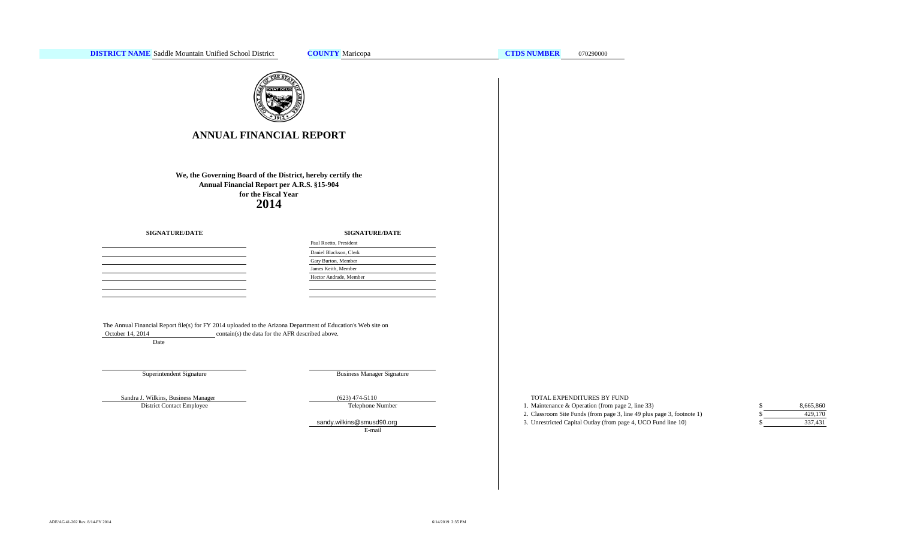**DISTRICT NAME** Saddle Mountain Unified School District **COUNTY** Maricopa **CTDS NUMBER** 070290000

# ANNUAL FINANCIAL REPORT

**We, the Governing Board of the District, hereby certify the Annual Financial Report per A.R.S. §15-904 for the Fiscal Year**

**2014**

| SIGNATURE/DATE | SIGNATURE/DATE |
| --- | --- |
| | Paul Roetto, President |
| | Daniel Blackson, Clerk |
| | Gary Burton, Member |
| | James Keith, Member |
| | Hector Andrade, Member |
| | |
| | |

The Annual Financial Report file(s) for FY 2014 uploaded to the Arizona Department of Education's Web site on October 14, 2014 contain(s) the data for the AFR described above.

Date

Superintendent Signature

Business Manager Signature

Sandra J. Wilkins, Business Manager
District Contact Employee

(623) 474-5110
Telephone Number

sandy.wilkins@smusd90.org
E-mail

TOTAL EXPENDITURES BY FUND

| | | |
| --- | --- | --- |
| 1. Maintenance & Operation (from page 2, line 33) | $ | 8,665,860 |
| 2. Classroom Site Funds (from page 3, line 49 plus page 3, footnote 1) | $ | 429,170 |
| 3. Unrestricted Capital Outlay (from page 4, UCO Fund line 10) | $ | 337,431 |

ADE/AG 41-202 Rev. 8/14-FY 2014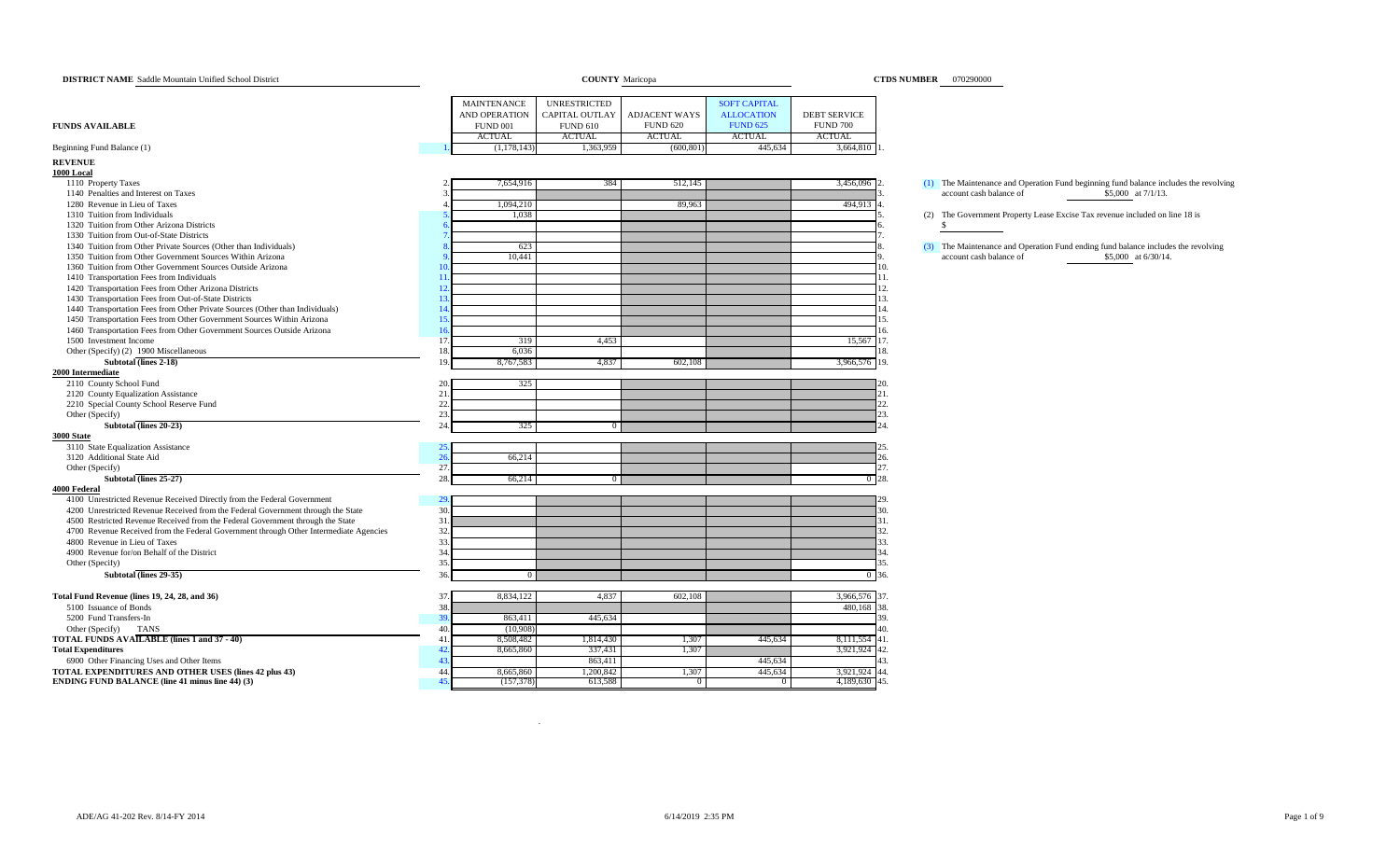**DISTRICT NAME** Saddle Mountain Unified School District **COUNTY** Maricopa **CTDS NUMBER** 070290000

| FUNDS AVAILABLE | | MAINTENANCE AND OPERATION FUND 001 ACTUAL | UNRESTRICTED CAPITAL OUTLAY FUND 610 ACTUAL | ADJACENT WAYS FUND 620 ACTUAL | SOFT CAPITAL ALLOCATION FUND 625 ACTUAL | DEBT SERVICE FUND 700 ACTUAL | |
|---|---|---|---|---|---|---|---|
| Beginning Fund Balance (1) | 1. | (1,178,143) | 1,363,959 | (600,801) | 445,634 | 3,664,810 | 1. |
| **REVENUE** | | | | | | | |
| **1000 Local** | | | | | | | |
| 1110 Property Taxes | 2. | 7,654,916 | 384 | 512,145 | | 3,456,096 | 2. |
| 1140 Penalties and Interest on Taxes | 3. | | | | | | 3. |
| 1280 Revenue in Lieu of Taxes | 4. | 1,094,210 | | 89,963 | | 494,913 | 4. |
| 1310 Tuition from Individuals | 5. | 1,038 | | | | | 5. |
| 1320 Tuition from Other Arizona Districts | 6. | | | | | | 6. |
| 1330 Tuition from Out-of-State Districts | 7. | | | | | | 7. |
| 1340 Tuition from Other Private Sources (Other than Individuals) | 8. | 623 | | | | | 8. |
| 1350 Tuition from Other Government Sources Within Arizona | 9. | 10,441 | | | | | 9. |
| 1360 Tuition from Other Government Sources Outside Arizona | 10. | | | | | | 10. |
| 1410 Transportation Fees from Individuals | 11. | | | | | | 11. |
| 1420 Transportation Fees from Other Arizona Districts | 12. | | | | | | 12. |
| 1430 Transportation Fees from Out-of-State Districts | 13. | | | | | | 13. |
| 1440 Transportation Fees from Other Private Sources (Other than Individuals) | 14. | | | | | | 14. |
| 1450 Transportation Fees from Other Government Sources Within Arizona | 15. | | | | | | 15. |
| 1460 Transportation Fees from Other Government Sources Outside Arizona | 16. | | | | | | 16. |
| 1500 Investment Income | 17. | 319 | 4,453 | | | 15,567 | 17. |
| Other (Specify) (2) 1900 Miscellaneous | 18. | 6,036 | | | | | 18. |
| **Subtotal (lines 2-18)** | 19. | 8,767,583 | 4,837 | 602,108 | | 3,966,576 | 19. |
| **2000 Intermediate** | | | | | | | |
| 2110 County School Fund | 20. | 325 | | | | | 20. |
| 2120 County Equalization Assistance | 21. | | | | | | 21. |
| 2210 Special County School Reserve Fund | 22. | | | | | | 22. |
| Other (Specify) | 23. | | | | | | 23. |
| **Subtotal (lines 20-23)** | 24. | 325 | 0 | | | | 24. |
| **3000 State** | | | | | | | |
| 3110 State Equalization Assistance | 25. | | | | | | 25. |
| 3120 Additional State Aid | 26. | 66,214 | | | | | 26. |
| Other (Specify) | 27. | | | | | | 27. |
| **Subtotal (lines 25-27)** | 28. | 66,214 | 0 | | | 0 | 28. |
| **4000 Federal** | | | | | | | |
| 4100 Unrestricted Revenue Received Directly from the Federal Government | 29. | | | | | | 29. |
| 4200 Unrestricted Revenue Received from the Federal Government through the State | 30. | | | | | | 30. |
| 4500 Restricted Revenue Received from the Federal Government through the State | 31. | | | | | | 31. |
| 4700 Revenue Received from the Federal Government through Other Intermediate Agencies | 32. | | | | | | 32. |
| 4800 Revenue in Lieu of Taxes | 33. | | | | | | 33. |
| 4900 Revenue for/on Behalf of the District | 34. | | | | | | 34. |
| Other (Specify) | 35. | | | | | | 35. |
| **Subtotal (lines 29-35)** | 36. | 0 | | | | 0 | 36. |
| **Total Fund Revenue (lines 19, 24, 28, and 36)** | 37. | 8,834,122 | 4,837 | 602,108 | | 3,966,576 | 37. |
| 5100 Issuance of Bonds | 38. | | | | | 480,168 | 38. |
| 5200 Fund Transfers-In | 39. | 863,411 | 445,634 | | | | 39. |
| Other (Specify) TANS | 40. | (10,908) | | | | | 40. |
| **TOTAL FUNDS AVAILABLE (lines 1 and 37 - 40)** | 41. | 8,508,482 | 1,814,430 | 1,307 | 445,634 | 8,111,554 | 41. |
| **Total Expenditures** | 42. | 8,665,860 | 337,431 | 1,307 | | 3,921,924 | 42. |
| 6900 Other Financing Uses and Other Items | 43. | | 863,411 | | 445,634 | | 43. |
| **TOTAL EXPENDITURES AND OTHER USES (lines 42 plus 43)** | 44. | 8,665,860 | 1,200,842 | 1,307 | 445,634 | 3,921,924 | 44. |
| **ENDING FUND BALANCE (line 41 minus line 44) (3)** | 45. | (157,378) | 613,588 | 0 | 0 | 4,189,630 | 45. |

(1) The Maintenance and Operation Fund beginning fund balance includes the revolving account cash balance of $5,000 at 7/1/13.

(2) The Government Property Lease Excise Tax revenue included on line 18 is $

(3) The Maintenance and Operation Fund ending fund balance includes the revolving account cash balance of $5,000 at 6/30/14.

ADE/AG 41-202 Rev. 8/14-FY 2014 6/14/2019 2:35 PM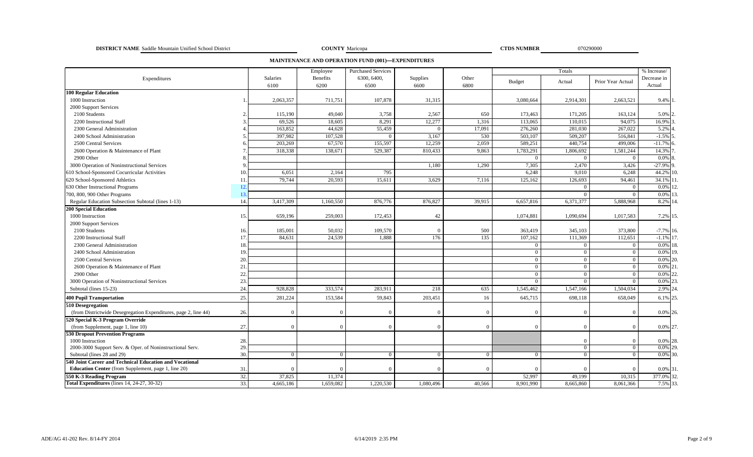**DISTRICT NAME** Saddle Mountain Unified School District **COUNTY** Maricopa **CTDS NUMBER** 070290000

## MAINTENANCE AND OPERATION FUND (001)—EXPENDITURES

| Expenditures | | Salaries 6100 | Employee Benefits 6200 | Purchased Services 6300, 6400, 6500 | Supplies 6600 | Other 6800 | Totals Budget | Totals Actual | Totals Prior Year Actual | % Increase/ Decrease in Actual | |
|---|---|---|---|---|---|---|---|---|---|---|---|
| **100 Regular Education** | | | | | | | | | | | |
| 1000 Instruction | 1. | 2,063,357 | 711,751 | 107,878 | 31,315 | | 3,080,664 | 2,914,301 | 2,663,521 | 9.4% | 1. |
| 2000 Support Services | | | | | | | | | | | |
| 2100 Students | 2. | 115,190 | 49,040 | 3,758 | 2,567 | 650 | 173,463 | 171,205 | 163,124 | 5.0% | 2. |
| 2200 Instructional Staff | 3. | 69,526 | 18,605 | 8,291 | 12,277 | 1,316 | 113,065 | 110,015 | 94,075 | 16.9% | 3. |
| 2300 General Administration | 4. | 163,852 | 44,628 | 55,459 | 0 | 17,091 | 276,260 | 281,030 | 267,022 | 5.2% | 4. |
| 2400 School Administration | 5. | 397,982 | 107,528 | 0 | 3,167 | 530 | 503,107 | 509,207 | 516,841 | -1.5% | 5. |
| 2500 Central Services | 6. | 203,269 | 67,570 | 155,597 | 12,259 | 2,059 | 589,251 | 440,754 | 499,006 | -11.7% | 6. |
| 2600 Operation & Maintenance of Plant | 7. | 318,338 | 138,671 | 529,387 | 810,433 | 9,863 | 1,783,291 | 1,806,692 | 1,581,244 | 14.3% | 7. |
| 2900 Other | 8. | | | | | | 0 | 0 | 0 | 0.0% | 8. |
| 3000 Operation of Noninstructional Services | 9. | | | | 1,180 | 1,290 | 7,305 | 2,470 | 3,426 | -27.9% | 9. |
| 610 School-Sponsored Cocurricular Activities | 10. | 6,051 | 2,164 | 795 | | | 6,248 | 9,010 | 6,248 | 44.2% | 10. |
| 620 School-Sponsored Athletics | 11. | 79,744 | 20,593 | 15,611 | 3,629 | 7,116 | 125,162 | 126,693 | 94,461 | 34.1% | 11. |
| 630 Other Instructional Programs | 12. | | | | | | | 0 | 0 | 0.0% | 12. |
| 700, 800, 900 Other Programs | 13. | | | | | | | 0 | 0 | 0.0% | 13. |
| Regular Education Subsection Subtotal (lines 1-13) | 14. | 3,417,309 | 1,160,550 | 876,776 | 876,827 | 39,915 | 6,657,816 | 6,371,377 | 5,888,968 | 8.2% | 14. |
| **200 Special Education** | | | | | | | | | | | |
| 1000 Instruction | 15. | 659,196 | 259,003 | 172,453 | 42 | | 1,074,881 | 1,090,694 | 1,017,583 | 7.2% | 15. |
| 2000 Support Services | | | | | | | | | | | |
| 2100 Students | 16. | 185,001 | 50,032 | 109,570 | 0 | 500 | 363,419 | 345,103 | 373,800 | -7.7% | 16. |
| 2200 Instructional Staff | 17. | 84,631 | 24,539 | 1,888 | 176 | 135 | 107,162 | 111,369 | 112,651 | -1.1% | 17. |
| 2300 General Administration | 18. | | | | | | 0 | 0 | 0 | 0.0% | 18. |
| 2400 School Administration | 19. | | | | | | 0 | 0 | 0 | 0.0% | 19. |
| 2500 Central Services | 20. | | | | | | 0 | 0 | 0 | 0.0% | 20. |
| 2600 Operation & Maintenance of Plant | 21. | | | | | | 0 | 0 | 0 | 0.0% | 21. |
| 2900 Other | 22. | | | | | | 0 | 0 | 0 | 0.0% | 22. |
| 3000 Operation of Noninstructional Services | 23. | | | | | | 0 | 0 | 0 | 0.0% | 23. |
| Subtotal (lines 15-23) | 24. | 928,828 | 333,574 | 283,911 | 218 | 635 | 1,545,462 | 1,547,166 | 1,504,034 | 2.9% | 24. |
| **400 Pupil Transportation** | 25. | 281,224 | 153,584 | 59,843 | 203,451 | 16 | 645,715 | 698,118 | 658,049 | 6.1% | 25. |
| **510 Desegregation** (from Districtwide Desegregation Expenditures, page 2, line 44) | 26. | 0 | 0 | 0 | 0 | 0 | 0 | 0 | 0 | 0.0% | 26. |
| **520 Special K-3 Program Override** (from Supplement, page 1, line 10) | 27. | 0 | 0 | 0 | 0 | 0 | 0 | 0 | 0 | 0.0% | 27. |
| **530 Dropout Prevention Programs** | | | | | | | | | | | |
| 1000 Instruction | 28. | | | | | | | 0 | 0 | 0.0% | 28. |
| 2000-3000 Support Serv. & Oper. of Noninstructional Serv. | 29. | | | | | | | 0 | 0 | 0.0% | 29. |
| Subtotal (lines 28 and 29) | 30. | 0 | 0 | 0 | 0 | 0 | 0 | 0 | 0 | 0.0% | 30. |
| **540 Joint Career and Technical Education and Vocational Education Center** (from Supplement, page 1, line 20) | 31. | 0 | 0 | 0 | 0 | 0 | 0 | 0 | 0 | 0.0% | 31. |
| **550 K-3 Reading Program** | 32. | 37,825 | 11,374 | | | | 52,997 | 49,199 | 10,315 | 377.0% | 32. |
| **Total Expenditures** (lines 14, 24-27, 30-32) | 33. | 4,665,186 | 1,659,082 | 1,220,530 | 1,080,496 | 40,566 | 8,901,990 | 8,665,860 | 8,061,366 | 7.5% | 33. |

ADE/AG 41-202 Rev. 8/14-FY 2014 6/14/2019 2:35 PM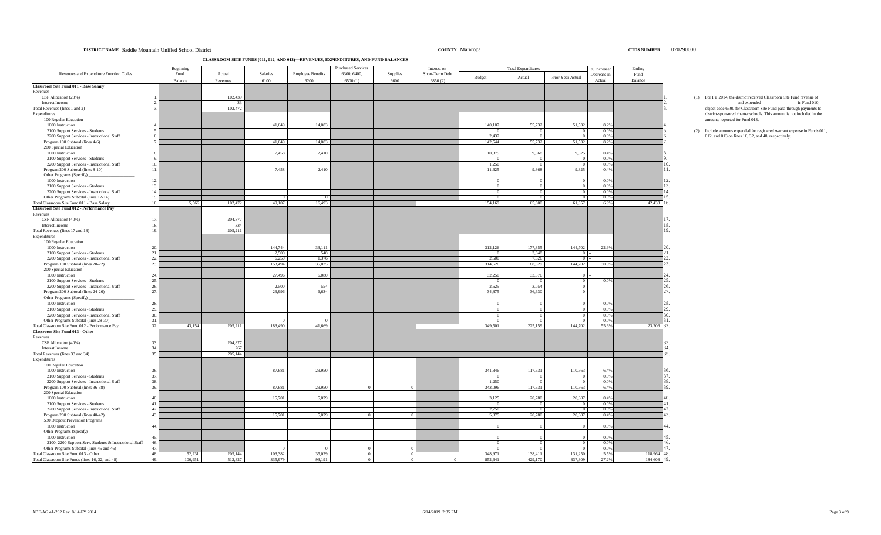**DISTRICT NAME** Saddle Mountain Unified School District **COUNTY** Maricopa **CTDS NUMBER** 070290000

## CLASSROOM SITE FUNDS (011, 012, AND 013)—REVENUES, EXPENDITURES, AND FUND BALANCES

| Revenues and Expenditure Function Codes | | Beginning Fund Balance | Actual Revenues | Salaries 6100 | Employee Benefits 6200 | Purchased Services 6300, 6400, 6500 (1) | Supplies 6600 | Interest on Short-Term Debt 6850 (2) | Total Expenditures Budget | Total Expenditures Actual | Total Expenditures Prior Year Actual | % Increase/ Decrease in Actual | Ending Fund Balance | |
|---|---|---|---|---|---|---|---|---|---|---|---|---|---|---|
| **Classroom Site Fund 011 - Base Salary** | | | | | | | | | | | | | | |
| Revenues | | | | | | | | | | | | | | |
| CSF Allocation (20%) | 1. | | 102,439 | | | | | | | | | | | 1. |
| Interest Income | 2. | | 33 | | | | | | | | | | | 2. |
| Total Revenues (lines 1 and 2) | 3. | | 102,472 | | | | | | | | | | | 3. |
| Expenditures | | | | | | | | | | | | | | |
| 100 Regular Education | | | | | | | | | | | | | | |
| 1000 Instruction | 4. | | | 41,649 | 14,083 | | | | 140,107 | 55,732 | 51,532 | 8.2% | | 4. |
| 2100 Support Services - Students | 5. | | | | | | | | 0 | 0 | 0 | 0.0% | | 5. |
| 2200 Support Services - Instructional Staff | 6. | | | | | | | | 2,437 | 0 | 0 | 0.0% | | 6. |
| Program 100 Subtotal (lines 4-6) | 7. | | | 41,649 | 14,083 | | | | 142,544 | 55,732 | 51,532 | 8.2% | | 7. |
| 200 Special Education | | | | | | | | | | | | | | |
| 1000 Instruction | 8. | | | 7,458 | 2,410 | | | | 10,375 | 9,868 | 9,825 | 0.4% | | 8. |
| 2100 Support Services - Students | 9. | | | | | | | | 0 | 0 | 0 | 0.0% | | 9. |
| 2200 Support Services - Instructional Staff | 10. | | | | | | | | 1,250 | 0 | 0 | 0.0% | | 10. |
| Program 200 Subtotal (lines 8-10) | 11. | | | 7,458 | 2,410 | | | | 11,625 | 9,868 | 9,825 | 0.4% | | 11. |
| Other Programs (Specify) ___ | | | | | | | | | | | | | | |
| 1000 Instruction | 12. | | | | | | | | 0 | 0 | 0 | 0.0% | | 12. |
| 2100 Support Services - Students | 13. | | | | | | | | 0 | 0 | 0 | 0.0% | | 13. |
| 2200 Support Services - Instructional Staff | 14. | | | | | | | | 0 | 0 | 0 | 0.0% | | 14. |
| Other Programs Subtotal (lines 12-14) | 15. | | | 0 | 0 | | | | 0 | 0 | 0 | 0.0% | | 15. |
| Total Classroom Site Fund 011 - Base Salary | 16. | 5,566 | 102,472 | 49,107 | 16,493 | | | | 154,169 | 65,600 | 61,357 | 6.9% | 42,438 | 16. |
| **Classroom Site Fund 012 - Performance Pay** | | | | | | | | | | | | | | |
| Revenues | | | | | | | | | | | | | | |
| CSF Allocation (40%) | 17. | | 204,877 | | | | | | | | | | | 17. |
| Interest Income | 18. | | 334 | | | | | | | | | | | 18. |
| Total Revenues (lines 17 and 18) | 19. | | 205,211 | | | | | | | | | | | 19. |
| Expenditures | | | | | | | | | | | | | | |
| 100 Regular Education | | | | | | | | | | | | | | |
| 1000 Instruction | 20. | | | 144,744 | 33,111 | | | | 312,126 | 177,855 | 144,702 | 22.9% | | 20. |
| 2100 Support Services - Students | 21. | | | 2,500 | 548 | | | | 0 | 3,048 | 0 | -- | | 21. |
| 2200 Support Services - Instructional Staff | 22. | | | 6,250 | 1,376 | | | | 2,500 | 7,626 | 0 | -- | | 22. |
| Program 100 Subtotal (lines 20-22) | 23. | | | 153,494 | 35,035 | | | | 314,626 | 188,529 | 144,702 | 30.3% | | 23. |
| 200 Special Education | | | | | | | | | | | | | | |
| 1000 Instruction | 24. | | | 27,496 | 6,080 | | | | 32,250 | 33,576 | 0 | -- | | 24. |
| 2100 Support Services - Students | 25. | | | | | | | | 0 | 0 | 0 | 0.0% | | 25. |
| 2200 Support Services - Instructional Staff | 26. | | | 2,500 | 554 | | | | 2,625 | 3,054 | 0 | -- | | 26. |
| Program 200 Subtotal (lines 24-26) | 27. | | | 29,996 | 6,634 | | | | 34,875 | 36,630 | 0 | -- | | 27. |
| Other Programs (Specify) ___ | | | | | | | | | | | | | | |
| 1000 Instruction | 28. | | | | | | | | 0 | 0 | 0 | 0.0% | | 28. |
| 2100 Support Services - Students | 29. | | | | | | | | 0 | 0 | 0 | 0.0% | | 29. |
| 2200 Support Services - Instructional Staff | 30. | | | | | | | | 0 | 0 | 0 | 0.0% | | 30. |
| Other Programs Subtotal (lines 28-30) | 31. | | | 0 | 0 | | | | 0 | 0 | 0 | 0.0% | | 31. |
| Total Classroom Site Fund 012 - Performance Pay | 32. | 43,154 | 205,211 | 183,490 | 41,669 | | | | 349,501 | 225,159 | 144,702 | 55.6% | 23,206 | 32. |
| **Classroom Site Fund 013 - Other** | | | | | | | | | | | | | | |
| Revenues | | | | | | | | | | | | | | |
| CSF Allocation (40%) | 33. | | 204,877 | | | | | | | | | | | 33. |
| Interest Income | 34. | | 267 | | | | | | | | | | | 34. |
| Total Revenues (lines 33 and 34) | 35. | | 205,144 | | | | | | | | | | | 35. |
| Expenditures | | | | | | | | | | | | | | |
| 100 Regular Education | | | | | | | | | | | | | | |
| 1000 Instruction | 36. | | | 87,681 | 29,950 | | | | 341,846 | 117,631 | 110,563 | 6.4% | | 36. |
| 2100 Support Services - Students | 37. | | | | | | | | 0 | 0 | 0 | 0.0% | | 37. |
| 2200 Support Services - Instructional Staff | 38. | | | | | | | | 1,250 | 0 | 0 | 0.0% | | 38. |
| Program 100 Subtotal (lines 36-38) | 39. | | | 87,681 | 29,950 | 0 | 0 | | 343,096 | 117,631 | 110,563 | 6.4% | | 39. |
| 200 Special Education | | | | | | | | | | | | | | |
| 1000 Instruction | 40. | | | 15,701 | 5,079 | | | | 3,125 | 20,780 | 20,687 | 0.4% | | 40. |
| 2100 Support Services - Students | 41. | | | | | | | | 0 | 0 | 0 | 0.0% | | 41. |
| 2200 Support Services - Instructional Staff | 42. | | | | | | | | 2,750 | 0 | 0 | 0.0% | | 42. |
| Program 200 Subtotal (lines 40-42) | 43. | | | 15,701 | 5,079 | 0 | 0 | | 5,875 | 20,780 | 20,687 | 0.4% | | 43. |
| 530 Dropout Prevention Programs | | | | | | | | | | | | | | |
| 1000 Instruction | 44. | | | | | | | | 0 | 0 | 0 | 0.0% | | 44. |
| Other Programs (Specify) ___ | | | | | | | | | | | | | | |
| 1000 Instruction | 45. | | | | | | | | 0 | 0 | 0 | 0.0% | | 45. |
| 2100, 2200 Support Serv. Students & Instructional Staff | 46. | | | | | | | | 0 | 0 | 0 | 0.0% | | 46. |
| Other Programs Subtotal (lines 45 and 46) | 47. | | | 0 | 0 | 0 | 0 | | 0 | 0 | 0 | 0.0% | | 47. |
| Total Classroom Site Fund 013 - Other | 48. | 52,231 | 205,144 | 103,382 | 35,029 | 0 | 0 | | 348,971 | 138,411 | 131,250 | 5.5% | 118,964 | 48. |
| Total Classroom Site Funds (lines 16, 32, and 48) | 49. | 100,951 | 512,827 | 335,979 | 93,191 | 0 | 0 | 0 | 852,641 | 429,170 | 337,309 | 27.2% | 184,608 | 49. |

(1) For FY 2014, the district received Classroom Site Fund revenue of ___ and expended ___ in Fund 010, object code 6590 for Classroom Site Fund pass-through payments to district-sponsored charter schools. This amount is not included in the amounts reported for Fund 013.

(2) Include amounts expended for registered warrant expense in Funds 011, 012, and 013 on lines 16, 32, and 48, respectively.

ADE/AG 41-202 Rev. 8/14-FY 2014 6/14/2019 2:35 PM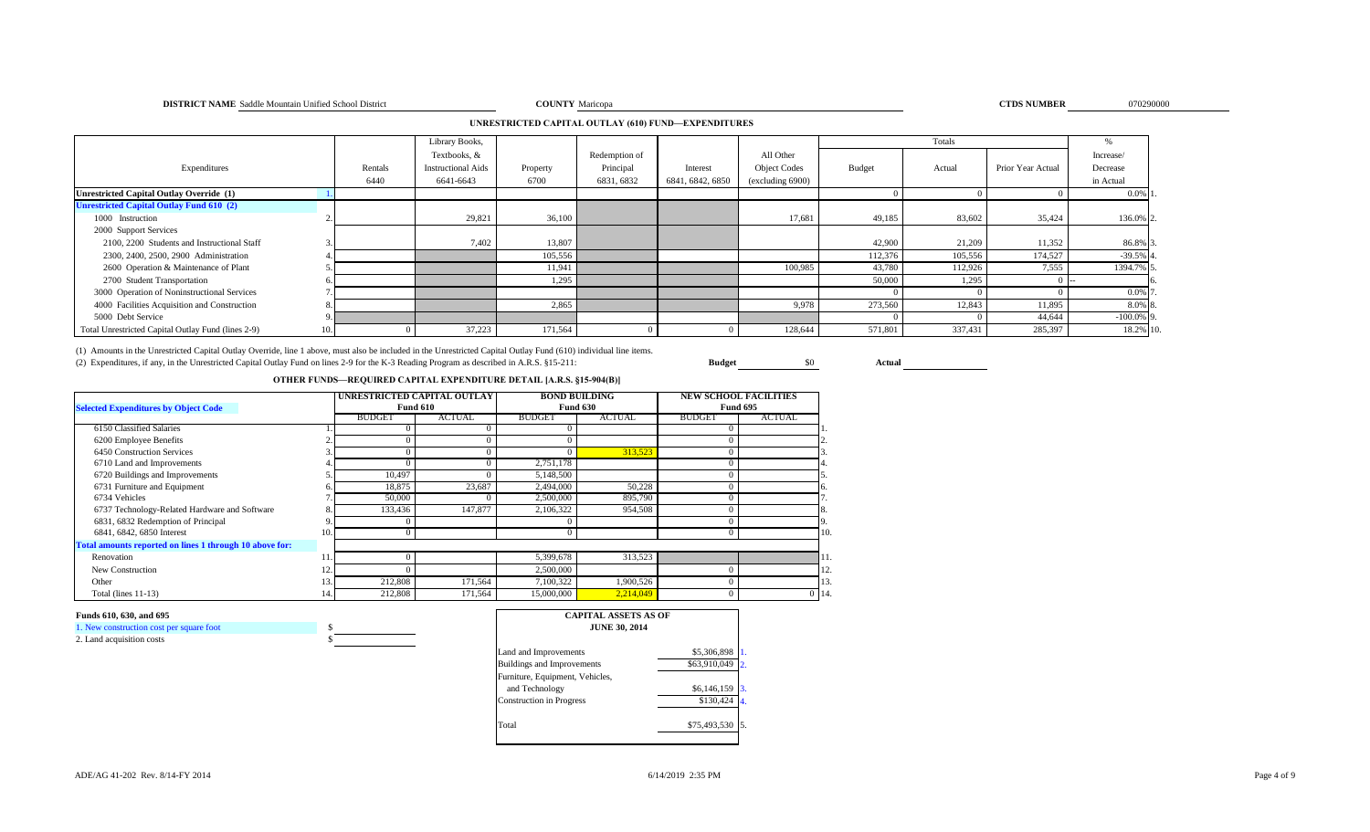**DISTRICT NAME** Saddle Mountain Unified School District **COUNTY** Maricopa **CTDS NUMBER** 070290000

## UNRESTRICTED CAPITAL OUTLAY (610) FUND—EXPENDITURES

| Expenditures | | Rentals 6440 | Library Books, Textbooks, & Instructional Aids 6641-6643 | Property 6700 | Redemption of Principal 6831, 6832 | Interest 6841, 6842, 6850 | All Other Object Codes (excluding 6900) | Totals Budget | Totals Actual | Totals Prior Year Actual | % Increase/ Decrease in Actual | |
|---|---|---|---|---|---|---|---|---|---|---|---|---|
| **Unrestricted Capital Outlay Override (1)** | 1. | | | | | | | 0 | 0 | 0 | 0.0% | 1. |
| **Unrestricted Capital Outlay Fund 610 (2)** | | | | | | | | | | | | |
| 1000 Instruction | 2. | | 29,821 | 36,100 | | | 17,681 | 49,185 | 83,602 | 35,424 | 136.0% | 2. |
| 2000 Support Services | | | | | | | | | | | | |
| 2100, 2200 Students and Instructional Staff | 3. | | 7,402 | 13,807 | | | | 42,900 | 21,209 | 11,352 | 86.8% | 3. |
| 2300, 2400, 2500, 2900 Administration | 4. | | | 105,556 | | | | 112,376 | 105,556 | 174,527 | -39.5% | 4. |
| 2600 Operation & Maintenance of Plant | 5. | | | 11,941 | | | 100,985 | 43,780 | 112,926 | 7,555 | 1394.7% | 5. |
| 2700 Student Transportation | 6. | | | 1,295 | | | | 50,000 | 1,295 | 0 | -- | 6. |
| 3000 Operation of Noninstructional Services | 7. | | | | | | | 0 | 0 | 0 | 0.0% | 7. |
| 4000 Facilities Acquisition and Construction | 8. | | | 2,865 | | | 9,978 | 273,560 | 12,843 | 11,895 | 8.0% | 8. |
| 5000 Debt Service | 9. | | | | | | | 0 | 0 | 44,644 | -100.0% | 9. |
| Total Unrestricted Capital Outlay Fund (lines 2-9) | 10. | 0 | 37,223 | 171,564 | 0 | 0 | 128,644 | 571,801 | 337,431 | 285,397 | 18.2% | 10. |

(1) Amounts in the Unrestricted Capital Outlay Override, line 1 above, must also be included in the Unrestricted Capital Outlay Fund (610) individual line items.
(2) Expenditures, if any, in the Unrestricted Capital Outlay Fund on lines 2-9 for the K-3 Reading Program as described in A.R.S. §15-211: **Budget** $0 **Actual**

## OTHER FUNDS—REQUIRED CAPITAL EXPENDITURE DETAIL [A.R.S. §15-904(B)]

| Selected Expenditures by Object Code | | Unrestricted Capital Outlay Fund 610 BUDGET | Unrestricted Capital Outlay Fund 610 ACTUAL | Bond Building Fund 630 BUDGET | Bond Building Fund 630 ACTUAL | New School Facilities Fund 695 BUDGET | New School Facilities Fund 695 ACTUAL | |
|---|---|---|---|---|---|---|---|---|
| 6150 Classified Salaries | 1. | 0 | 0 | 0 | | 0 | | 1. |
| 6200 Employee Benefits | 2. | 0 | 0 | 0 | | 0 | | 2. |
| 6450 Construction Services | 3. | 0 | 0 | 0 | 313,523 | 0 | | 3. |
| 6710 Land and Improvements | 4. | 0 | 0 | 2,751,178 | | 0 | | 4. |
| 6720 Buildings and Improvements | 5. | 10,497 | 0 | 5,148,500 | | 0 | | 5. |
| 6731 Furniture and Equipment | 6. | 18,875 | 23,687 | 2,494,000 | 50,228 | 0 | | 6. |
| 6734 Vehicles | 7. | 50,000 | 0 | 2,500,000 | 895,790 | 0 | | 7. |
| 6737 Technology-Related Hardware and Software | 8. | 133,436 | 147,877 | 2,106,322 | 954,508 | 0 | | 8. |
| 6831, 6832 Redemption of Principal | 9. | 0 | | 0 | | 0 | | 9. |
| 6841, 6842, 6850 Interest | 10. | 0 | | 0 | | 0 | | 10. |
| **Total amounts reported on lines 1 through 10 above for:** | | | | | | | | |
| Renovation | 11. | 0 | | 5,399,678 | 313,523 | | | 11. |
| New Construction | 12. | 0 | | 2,500,000 | | 0 | | 12. |
| Other | 13. | 212,808 | 171,564 | 7,100,322 | 1,900,526 | 0 | | 13. |
| Total (lines 11-13) | 14. | 212,808 | 171,564 | 15,000,000 | 2,214,049 | 0 | 0 | 14. |

**Funds 610, 630, and 695**

1. New construction cost per square foot $
2. Land acquisition costs $

| CAPITAL ASSETS AS OF JUNE 30, 2014 | | |
|---|---|---|
| Land and Improvements | $5,306,898 | 1. |
| Buildings and Improvements | $63,910,049 | 2. |
| Furniture, Equipment, Vehicles, and Technology | $6,146,159 | 3. |
| Construction in Progress | $130,424 | 4. |
| Total | $75,493,530 | 5. |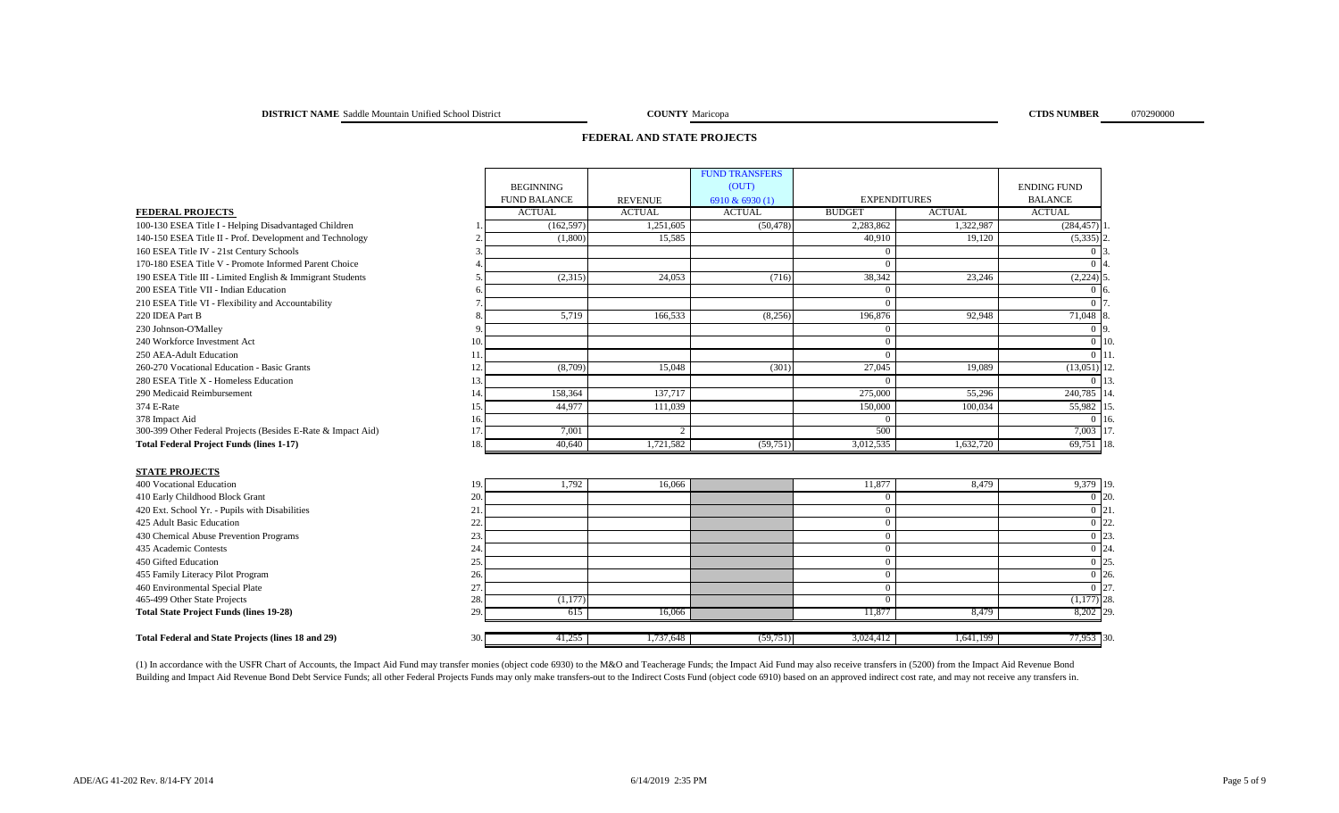**DISTRICT NAME** Saddle Mountain Unified School District **COUNTY** Maricopa **CTDS NUMBER** 070290000

## FEDERAL AND STATE PROJECTS

| | | BEGINNING FUND BALANCE | REVENUE | FUND TRANSFERS (OUT) 6910 & 6930 (1) | EXPENDITURES | | ENDING FUND BALANCE | |
|---|---|---|---|---|---|---|---|---|
| | | ACTUAL | ACTUAL | ACTUAL | BUDGET | ACTUAL | ACTUAL | |
| **FEDERAL PROJECTS** | | | | | | | | |
| 100-130 ESEA Title I - Helping Disadvantaged Children | 1. | (162,597) | 1,251,605 | (50,478) | 2,283,862 | 1,322,987 | (284,457) | 1. |
| 140-150 ESEA Title II - Prof. Development and Technology | 2. | (1,800) | 15,585 | | 40,910 | 19,120 | (5,335) | 2. |
| 160 ESEA Title IV - 21st Century Schools | 3. | | | | 0 | | 0 | 3. |
| 170-180 ESEA Title V - Promote Informed Parent Choice | 4. | | | | 0 | | 0 | 4. |
| 190 ESEA Title III - Limited English & Immigrant Students | 5. | (2,315) | 24,053 | (716) | 38,342 | 23,246 | (2,224) | 5. |
| 200 ESEA Title VII - Indian Education | 6. | | | | 0 | | 0 | 6. |
| 210 ESEA Title VI - Flexibility and Accountability | 7. | | | | 0 | | 0 | 7. |
| 220 IDEA Part B | 8. | 5,719 | 166,533 | (8,256) | 196,876 | 92,948 | 71,048 | 8. |
| 230 Johnson-O'Malley | 9. | | | | 0 | | 0 | 9. |
| 240 Workforce Investment Act | 10. | | | | 0 | | 0 | 10. |
| 250 AEA-Adult Education | 11. | | | | 0 | | 0 | 11. |
| 260-270 Vocational Education - Basic Grants | 12. | (8,709) | 15,048 | (301) | 27,045 | 19,089 | (13,051) | 12. |
| 280 ESEA Title X - Homeless Education | 13. | | | | 0 | | 0 | 13. |
| 290 Medicaid Reimbursement | 14. | 158,364 | 137,717 | | 275,000 | 55,296 | 240,785 | 14. |
| 374 E-Rate | 15. | 44,977 | 111,039 | | 150,000 | 100,034 | 55,982 | 15. |
| 378 Impact Aid | 16. | | | | 0 | | 0 | 16. |
| 300-399 Other Federal Projects (Besides E-Rate & Impact Aid) | 17. | 7,001 | 2 | | 500 | | 7,003 | 17. |
| **Total Federal Project Funds (lines 1-17)** | 18. | 40,640 | 1,721,582 | (59,751) | 3,012,535 | 1,632,720 | 69,751 | 18. |
| **STATE PROJECTS** | | | | | | | | |
| 400 Vocational Education | 19. | 1,792 | 16,066 | | 11,877 | 8,479 | 9,379 | 19. |
| 410 Early Childhood Block Grant | 20. | | | | 0 | | 0 | 20. |
| 420 Ext. School Yr. - Pupils with Disabilities | 21. | | | | 0 | | 0 | 21. |
| 425 Adult Basic Education | 22. | | | | 0 | | 0 | 22. |
| 430 Chemical Abuse Prevention Programs | 23. | | | | 0 | | 0 | 23. |
| 435 Academic Contests | 24. | | | | 0 | | 0 | 24. |
| 450 Gifted Education | 25. | | | | 0 | | 0 | 25. |
| 455 Family Literacy Pilot Program | 26. | | | | 0 | | 0 | 26. |
| 460 Environmental Special Plate | 27. | | | | 0 | | 0 | 27. |
| 465-499 Other State Projects | 28. | (1,177) | | | 0 | | (1,177) | 28. |
| **Total State Project Funds (lines 19-28)** | 29. | 615 | 16,066 | | 11,877 | 8,479 | 8,202 | 29. |
| **Total Federal and State Projects (lines 18 and 29)** | 30. | 41,255 | 1,737,648 | (59,751) | 3,024,412 | 1,641,199 | 77,953 | 30. |

(1) In accordance with the USFR Chart of Accounts, the Impact Aid Fund may transfer monies (object code 6930) to the M&O and Teacherage Funds; the Impact Aid Fund may also receive transfers in (5200) from the Impact Aid Revenue Bond Building and Impact Aid Revenue Bond Debt Service Funds; all other Federal Projects Funds may only make transfers-out to the Indirect Costs Fund (object code 6910) based on an approved indirect cost rate, and may not receive any transfers in.

ADE/AG 41-202 Rev. 8/14-FY 2014 6/14/2019 2:35 PM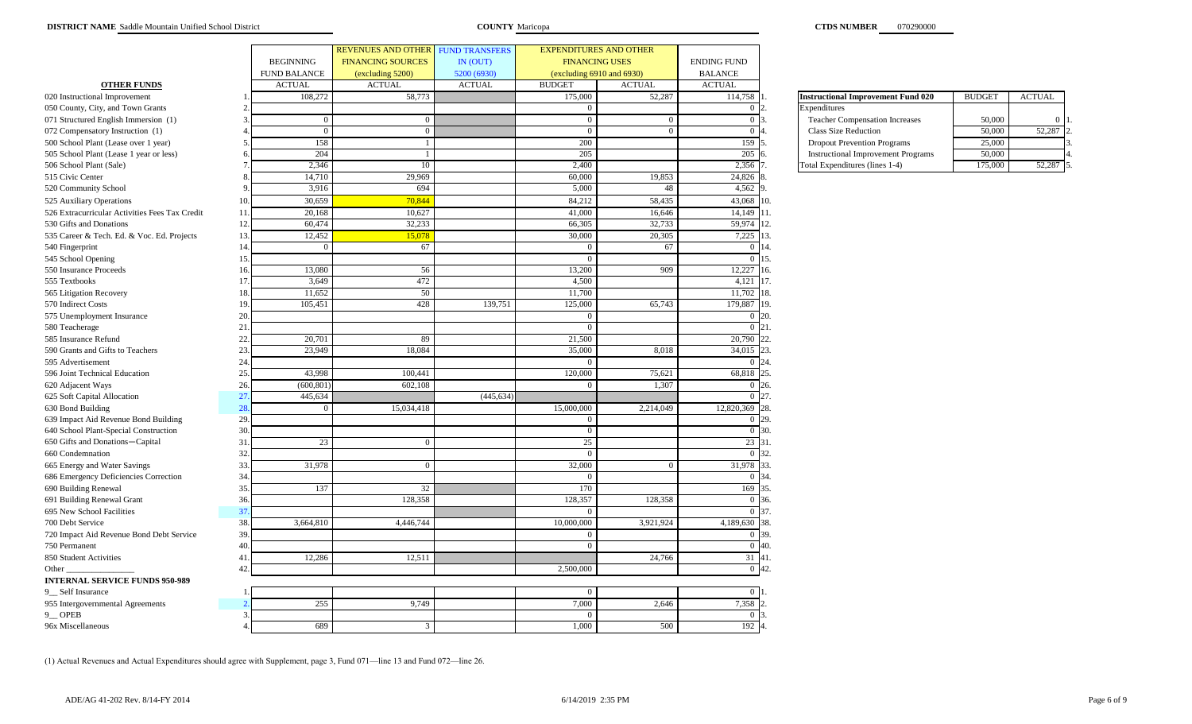**DISTRICT NAME** Saddle Mountain Unified School District **COUNTY** Maricopa **CTDS NUMBER** 070290000

| OTHER FUNDS | | BEGINNING FUND BALANCE ACTUAL | REVENUES AND OTHER FINANCING SOURCES (excluding 5200) ACTUAL | FUND TRANSFERS IN (OUT) 5200 (6930) ACTUAL | EXPENDITURES AND OTHER FINANCING USES (excluding 6910 and 6930) BUDGET | EXPENDITURES AND OTHER FINANCING USES (excluding 6910 and 6930) ACTUAL | ENDING FUND BALANCE ACTUAL | |
|---|---|---|---|---|---|---|---|---|
| 020 Instructional Improvement | 1. | 108,272 | 58,773 | | 175,000 | 52,287 | 114,758 | 1. |
| 050 County, City, and Town Grants | 2. | | | | 0 | | 0 | 2. |
| 071 Structured English Immersion (1) | 3. | 0 | 0 | | 0 | 0 | 0 | 3. |
| 072 Compensatory Instruction (1) | 4. | 0 | 0 | | 0 | 0 | 0 | 4. |
| 500 School Plant (Lease over 1 year) | 5. | 158 | 1 | | 200 | | 159 | 5. |
| 505 School Plant (Lease 1 year or less) | 6. | 204 | 1 | | 205 | | 205 | 6. |
| 506 School Plant (Sale) | 7. | 2,346 | 10 | | 2,400 | | 2,356 | 7. |
| 515 Civic Center | 8. | 14,710 | 29,969 | | 60,000 | 19,853 | 24,826 | 8. |
| 520 Community School | 9. | 3,916 | 694 | | 5,000 | 48 | 4,562 | 9. |
| 525 Auxiliary Operations | 10. | 30,659 | 70,844 | | 84,212 | 58,435 | 43,068 | 10. |
| 526 Extracurricular Activities Fees Tax Credit | 11. | 20,168 | 10,627 | | 41,000 | 16,646 | 14,149 | 11. |
| 530 Gifts and Donations | 12. | 60,474 | 32,233 | | 66,305 | 32,733 | 59,974 | 12. |
| 535 Career & Tech. Ed. & Voc. Ed. Projects | 13. | 12,452 | 15,078 | | 30,000 | 20,305 | 7,225 | 13. |
| 540 Fingerprint | 14. | 0 | 67 | | 0 | 67 | 0 | 14. |
| 545 School Opening | 15. | | | | 0 | | 0 | 15. |
| 550 Insurance Proceeds | 16. | 13,080 | 56 | | 13,200 | 909 | 12,227 | 16. |
| 555 Textbooks | 17. | 3,649 | 472 | | 4,500 | | 4,121 | 17. |
| 565 Litigation Recovery | 18. | 11,652 | 50 | | 11,700 | | 11,702 | 18. |
| 570 Indirect Costs | 19. | 105,451 | 428 | 139,751 | 125,000 | 65,743 | 179,887 | 19. |
| 575 Unemployment Insurance | 20. | | | | 0 | | 0 | 20. |
| 580 Teacherage | 21. | | | | 0 | | 0 | 21. |
| 585 Insurance Refund | 22. | 20,701 | 89 | | 21,500 | | 20,790 | 22. |
| 590 Grants and Gifts to Teachers | 23. | 23,949 | 18,084 | | 35,000 | 8,018 | 34,015 | 23. |
| 595 Advertisement | 24. | | | | 0 | | 0 | 24. |
| 596 Joint Technical Education | 25. | 43,998 | 100,441 | | 120,000 | 75,621 | 68,818 | 25. |
| 620 Adjacent Ways | 26. | (600,801) | 602,108 | | 0 | 1,307 | 0 | 26. |
| 625 Soft Capital Allocation | 27. | 445,634 | | (445,634) | | | 0 | 27. |
| 630 Bond Building | 28. | 0 | 15,034,418 | | 15,000,000 | 2,214,049 | 12,820,369 | 28. |
| 639 Impact Aid Revenue Bond Building | 29. | | | | 0 | | 0 | 29. |
| 640 School Plant-Special Construction | 30. | | | | 0 | | 0 | 30. |
| 650 Gifts and Donations—Capital | 31. | 23 | 0 | | 25 | | 23 | 31. |
| 660 Condemnation | 32. | | | | 0 | | 0 | 32. |
| 665 Energy and Water Savings | 33. | 31,978 | 0 | | 32,000 | 0 | 31,978 | 33. |
| 686 Emergency Deficiencies Correction | 34. | | | | 0 | | 0 | 34. |
| 690 Building Renewal | 35. | 137 | 32 | | 170 | | 169 | 35. |
| 691 Building Renewal Grant | 36. | | 128,358 | | 128,357 | 128,358 | 0 | 36. |
| 695 New School Facilities | 37. | | | | 0 | | 0 | 37. |
| 700 Debt Service | 38. | 3,664,810 | 4,446,744 | | 10,000,000 | 3,921,924 | 4,189,630 | 38. |
| 720 Impact Aid Revenue Bond Debt Service | 39. | | | | 0 | | 0 | 39. |
| 750 Permanent | 40. | | | | 0 | | 0 | 40. |
| 850 Student Activities | 41. | 12,286 | 12,511 | | | 24,766 | 31 | 41. |
| Other ________________ | 42. | | | | 2,500,000 | | 0 | 42. |
| **INTERNAL SERVICE FUNDS 950-989** | | | | | | | | |
| 9__ Self Insurance | 1. | | | | 0 | | 0 | 1. |
| 955 Intergovernmental Agreements | 2. | 255 | 9,749 | | 7,000 | 2,646 | 7,358 | 2. |
| 9__ OPEB | 3. | | | | 0 | | 0 | 3. |
| 96x Miscellaneous | 4. | 689 | 3 | | 1,000 | 500 | 192 | 4. |

| Instructional Improvement Fund 020 | BUDGET | ACTUAL | |
|---|---|---|---|
| Expenditures | | | |
| Teacher Compensation Increases | 50,000 | 0 | 1. |
| Class Size Reduction | 50,000 | 52,287 | 2. |
| Dropout Prevention Programs | 25,000 | | 3. |
| Instructional Improvement Programs | 50,000 | | 4. |
| Total Expenditures (lines 1-4) | 175,000 | 52,287 | 5. |

(1) Actual Revenues and Actual Expenditures should agree with Supplement, page 3, Fund 071—line 13 and Fund 072—line 26.

ADE/AG 41-202 Rev. 8/14-FY 2014 6/14/2019 2:35 PM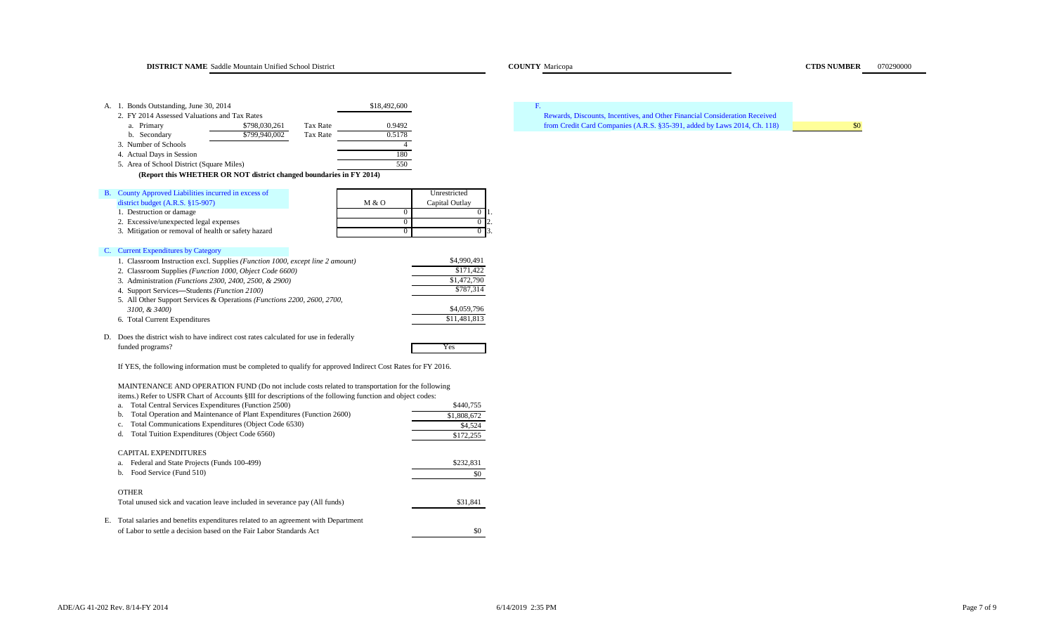**DISTRICT NAME** Saddle Mountain Unified School District **COUNTY** Maricopa **CTDS NUMBER** 070290000

A. 1. Bonds Outstanding, June 30, 2014 — $18,492,600

2. FY 2014 Assessed Valuations and Tax Rates

| | Valuation | | Tax Rate |
|---|---|---|---|
| a. Primary | $798,030,261 | Tax Rate | 0.9492 |
| b. Secondary | $799,940,002 | Tax Rate | 0.5178 |

3. Number of Schools — 4

4. Actual Days in Session — 180

5. Area of School District (Square Miles) — 550

**(Report this WHETHER OR NOT district changed boundaries in FY 2014)**

F. Rewards, Discounts, Incentives, and Other Financial Consideration Received from Credit Card Companies (A.R.S. §35-391, added by Laws 2014, Ch. 118) — $0

B. County Approved Liabilities incurred in excess of district budget (A.R.S. §15-907)

| | M & O | Unrestricted Capital Outlay | |
|---|---|---|---|
| 1. Destruction or damage | 0 | 0 | 1. |
| 2. Excessive/unexpected legal expenses | 0 | 0 | 2. |
| 3. Mitigation or removal of health or safety hazard | 0 | 0 | 3. |

C. Current Expenditures by Category

| | |
|---|---|
| 1. Classroom Instruction excl. Supplies *(Function 1000, except line 2 amount)* | $4,990,491 |
| 2. Classroom Supplies *(Function 1000, Object Code 6600)* | $171,422 |
| 3. Administration *(Functions 2300, 2400, 2500, & 2900)* | $1,472,790 |
| 4. Support Services—Students *(Function 2100)* | $787,314 |
| 5. All Other Support Services & Operations *(Functions 2200, 2600, 2700, 3100, & 3400)* | $4,059,796 |
| 6. Total Current Expenditures | $11,481,813 |

D. Does the district wish to have indirect cost rates calculated for use in federally funded programs? — Yes

If YES, the following information must be completed to qualify for approved Indirect Cost Rates for FY 2016.

MAINTENANCE AND OPERATION FUND (Do not include costs related to transportation for the following items.) Refer to USFR Chart of Accounts §III for descriptions of the following function and object codes:

| | |
|---|---|
| a. Total Central Services Expenditures (Function 2500) | $440,755 |
| b. Total Operation and Maintenance of Plant Expenditures (Function 2600) | $1,808,672 |
| c. Total Communications Expenditures (Object Code 6530) | $4,524 |
| d. Total Tuition Expenditures (Object Code 6560) | $172,255 |

CAPITAL EXPENDITURES

| | |
|---|---|
| a. Federal and State Projects (Funds 100-499) | $232,831 |
| b. Food Service (Fund 510) | $0 |

OTHER

| | |
|---|---|
| Total unused sick and vacation leave included in severance pay (All funds) | $31,841 |

E. Total salaries and benefits expenditures related to an agreement with Department of Labor to settle a decision based on the Fair Labor Standards Act — $0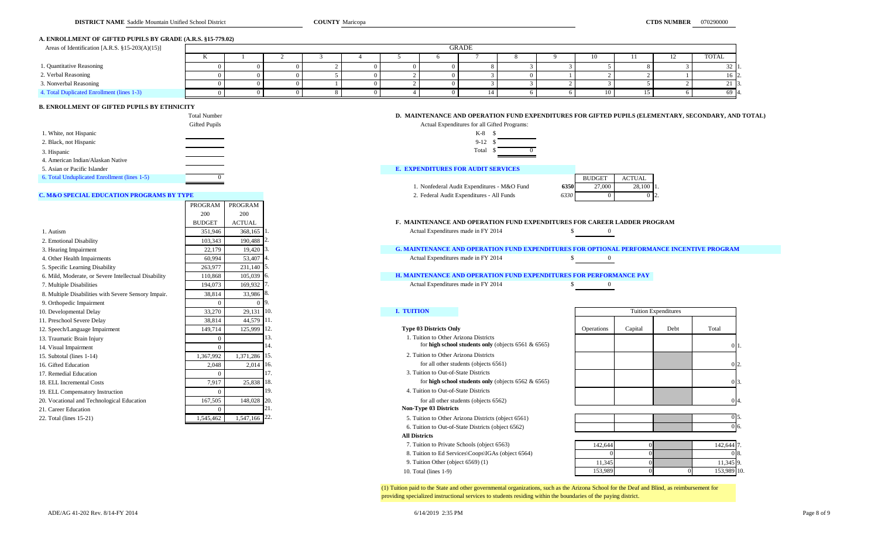**DISTRICT NAME** Saddle Mountain Unified School District **COUNTY** Maricopa **CTDS NUMBER** 070290000

## A. ENROLLMENT OF GIFTED PUPILS BY GRADE (A.R.S. §15-779.02)

| Areas of Identification [A.R.S. §15-203(A)(15)] | K | 1 | 2 | 3 | 4 | 5 | 6 | 7 | 8 | 9 | 10 | 11 | 12 | TOTAL | |
|---|---|---|---|---|---|---|---|---|---|---|---|---|---|---|---|
| 1. Quantitative Reasoning | 0 | 0 | 0 | 2 | 0 | 0 | 0 | 8 | 3 | 3 | 5 | 8 | 3 | 32 | 1. |
| 2. Verbal Reasoning | 0 | 0 | 0 | 5 | 0 | 2 | 0 | 3 | 0 | 1 | 2 | 2 | 1 | 16 | 2. |
| 3. Nonverbal Reasoning | 0 | 0 | 0 | 1 | 0 | 2 | 0 | 3 | 3 | 2 | 3 | 5 | 2 | 21 | 3. |
| 4. Total Duplicated Enrollment (lines 1-3) | 0 | 0 | 0 | 8 | 0 | 4 | 0 | 14 | 6 | 6 | 10 | 15 | 6 | 69 | 4. |

## B. ENROLLMENT OF GIFTED PUPILS BY ETHNICITY

| | Total Number Gifted Pupils |
|---|---|
| 1. White, not Hispanic | |
| 2. Black, not Hispanic | |
| 3. Hispanic | |
| 4. American Indian/Alaskan Native | |
| 5. Asian or Pacific Islander | |
| 6. Total Unduplicated Enrollment (lines 1-5) | 0 |

## C. M&O SPECIAL EDUCATION PROGRAMS BY TYPE

| | PROGRAM 200 BUDGET | PROGRAM 200 ACTUAL | |
|---|---|---|---|
| 1. Autism | 351,946 | 368,165 | 1. |
| 2. Emotional Disability | 103,343 | 190,488 | 2. |
| 3. Hearing Impairment | 22,179 | 19,420 | 3. |
| 4. Other Health Impairments | 60,994 | 53,407 | 4. |
| 5. Specific Learning Disability | 263,977 | 231,140 | 5. |
| 6. Mild, Moderate, or Severe Intellectual Disability | 110,868 | 105,039 | 6. |
| 7. Multiple Disabilities | 194,073 | 169,932 | 7. |
| 8. Multiple Disabilities with Severe Sensory Impair. | 38,814 | 33,986 | 8. |
| 9. Orthopedic Impairment | 0 | 0 | 9. |
| 10. Developmental Delay | 33,270 | 29,131 | 10. |
| 11. Preschool Severe Delay | 38,814 | 44,579 | 11. |
| 12. Speech/Language Impairment | 149,714 | 125,999 | 12. |
| 13. Traumatic Brain Injury | 0 | | 13. |
| 14. Visual Impairment | 0 | | 14. |
| 15. Subtotal (lines 1-14) | 1,367,992 | 1,371,286 | 15. |
| 16. Gifted Education | 2,048 | 2,014 | 16. |
| 17. Remedial Education | 0 | | 17. |
| 18. ELL Incremental Costs | 7,917 | 25,838 | 18. |
| 19. ELL Compensatory Instruction | 0 | | 19. |
| 20. Vocational and Technological Education | 167,505 | 148,028 | 20. |
| 21. Career Education | 0 | | 21. |
| 22. Total (lines 15-21) | 1,545,462 | 1,547,166 | 22. |

## D. MAINTENANCE AND OPERATION FUND EXPENDITURES FOR GIFTED PUPILS (ELEMENTARY, SECONDARY, AND TOTAL)

Actual Expenditures for all Gifted Programs:

| | |
|---|---|
| K-8 | $ |
| 9-12 | $ |
| Total | $ 0 |

## E. EXPENDITURES FOR AUDIT SERVICES

| | | BUDGET | ACTUAL | |
|---|---|---|---|---|
| 1. Nonfederal Audit Expenditures - M&O Fund | 6350 | 27,000 | 28,100 | 1. |
| 2. Federal Audit Expenditures - All Funds | 6330 | 0 | 0 | 2. |

## F. MAINTENANCE AND OPERATION FUND EXPENDITURES FOR CAREER LADDER PROGRAM

Actual Expenditures made in FY 2014 $ 0

## G. MAINTENANCE AND OPERATION FUND EXPENDITURES FOR OPTIONAL PERFORMANCE INCENTIVE PROGRAM

Actual Expenditures made in FY 2014 $ 0

## H. MAINTENANCE AND OPERATION FUND EXPENDITURES FOR PERFORMANCE PAY

Actual Expenditures made in FY 2014 $ 0

## I. TUITION

| | Operations | Capital | Debt | Total | |
|---|---|---|---|---|---|
| **Type 03 Districts Only** | | | | | |
| 1. Tuition to Other Arizona Districts for **high school students only** (objects 6561 & 6565) | | | | 0 | 1. |
| 2. Tuition to Other Arizona Districts for all other students (objects 6561) | | | | 0 | 2. |
| 3. Tuition to Out-of-State Districts for **high school students only** (objects 6562 & 6565) | | | | 0 | 3. |
| 4. Tuition to Out-of-State Districts for all other students (objects 6562) | | | | 0 | 4. |
| **Non-Type 03 Districts** | | | | | |
| 5. Tuition to Other Arizona Districts (object 6561) | | | | 0 | 5. |
| 6. Tuition to Out-of-State Districts (object 6562) | | | | 0 | 6. |
| **All Districts** | | | | | |
| 7. Tuition to Private Schools (object 6563) | 142,644 | 0 | | 142,644 | 7. |
| 8. Tuition to Ed Services\Coops\IGAs (object 6564) | 0 | 0 | | 0 | 8. |
| 9. Tuition Other (object 6569) (1) | 11,345 | 0 | | 11,345 | 9. |
| 10. Total (lines 1-9) | 153,989 | 0 | 0 | 153,989 | 10. |

(1) Tuition paid to the State and other governmental organizations, such as the Arizona School for the Deaf and Blind, as reimbursement for providing specialized instructional services to students residing within the boundaries of the paying district.

ADE/AG 41-202 Rev. 8/14-FY 2014 6/14/2019 2:35 PM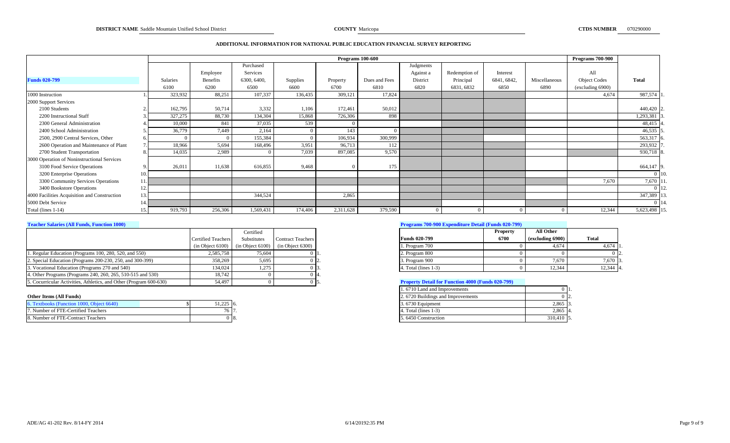**DISTRICT NAME** Saddle Mountain Unified School District **COUNTY** Maricopa **CTDS NUMBER** 070290000

# ADDITIONAL INFORMATION FOR NATIONAL PUBLIC EDUCATION FINANCIAL SURVEY REPORTING

| Funds 020-799 | | Salaries 6100 | Employee Benefits 6200 | Purchased Services 6300, 6400, 6500 | Supplies 6600 | Property 6700 | Dues and Fees 6810 | Judgments Against a District 6820 | Redemption of Principal 6831, 6832 | Interest 6841, 6842, 6850 | Miscellaneous 6890 | Programs 700-900: All Object Codes (excluding 6900) | Total | |
|---|---|---|---|---|---|---|---|---|---|---|---|---|---|---|
| | | Programs 100-600 | | | | | | | | | | | | |
| 1000 Instruction | 1. | 323,932 | 88,251 | 107,337 | 136,435 | 309,121 | 17,824 | | | | | 4,674 | 987,574 | 1. |
| 2000 Support Services | | | | | | | | | | | | | | |
| 2100 Students | 2. | 162,795 | 50,714 | 3,332 | 1,106 | 172,461 | 50,012 | | | | | | 440,420 | 2. |
| 2200 Instructional Staff | 3. | 327,275 | 88,730 | 134,304 | 15,868 | 726,306 | 898 | | | | | | 1,293,381 | 3. |
| 2300 General Administration | 4. | 10,000 | 841 | 37,035 | 539 | 0 | | | | | | | 48,415 | 4. |
| 2400 School Administration | 5. | 36,779 | 7,449 | 2,164 | 0 | 143 | 0 | | | | | | 46,535 | 5. |
| 2500, 2900 Central Services, Other | 6. | 0 | 0 | 155,384 | 0 | 106,934 | 300,999 | | | | | | 563,317 | 6. |
| 2600 Operation and Maintenance of Plant | 7. | 18,966 | 5,694 | 168,496 | 3,951 | 96,713 | 112 | | | | | | 293,932 | 7. |
| 2700 Student Transportation | 8. | 14,035 | 2,989 | 0 | 7,039 | 897,085 | 9,570 | | | | | | 930,718 | 8. |
| 3000 Operation of Noninstructional Services | | | | | | | | | | | | | | |
| 3100 Food Service Operations | 9. | 26,011 | 11,638 | 616,855 | 9,468 | 0 | 175 | | | | | | 664,147 | 9. |
| 3200 Enterprise Operations | 10. | | | | | | | | | | | | 0 | 10. |
| 3300 Community Services Operations | 11. | | | | | | | | | | | 7,670 | 7,670 | 11. |
| 3400 Bookstore Operations | 12. | | | | | | | | | | | | 0 | 12. |
| 4000 Facilities Acquisition and Construction | 13. | | | 344,524 | | 2,865 | | | | | | | 347,389 | 13. |
| 5000 Debt Service | 14. | | | | | | | | | | | | 0 | 14. |
| Total (lines 1-14) | 15. | 919,793 | 256,306 | 1,569,431 | 174,406 | 2,311,628 | 379,590 | 0 | 0 | 0 | 0 | 12,344 | 5,623,498 | 15. |

## Teacher Salaries (All Funds, Function 1000)

| | Certified Teachers (in Object 6100) | Certified Substitutes (in Object 6100) | Contract Teachers (in Object 6300) | |
|---|---|---|---|---|
| 1. Regular Education (Programs 100, 280, 520, and 550) | 2,585,758 | 75,604 | 0 | 1. |
| 2. Special Education (Programs 200-230, 250, and 300-399) | 358,269 | 5,695 | 0 | 2. |
| 3. Vocational Education (Programs 270 and 540) | 134,024 | 1,275 | 0 | 3. |
| 4. Other Programs (Programs 240, 260, 265, 510-515 and 530) | 18,742 | 0 | 0 | 4. |
| 5. Cocurricular Activities, Athletics, and Other (Program 600-630) | 54,497 | 0 | 0 | 5. |

## Other Items (All Funds)

| | | |
|---|---|---|
| 6. Textbooks (Function 1000, Object 6640) | $ 51,225 | 6. |
| 7. Number of FTE-Certified Teachers | 76 | 7. |
| 8. Number of FTE-Contract Teachers | 0 | 8. |

## Programs 700-900 Expenditure Detail (Funds 020-799)

| Funds 020-799 | Property 6700 | All Other (excluding 6900) | Total | |
|---|---|---|---|---|
| 1. Program 700 | 0 | 4,674 | 4,674 | 1. |
| 2. Program 800 | 0 | 0 | 0 | 2. |
| 3. Program 900 | 0 | 7,670 | 7,670 | 3. |
| 4. Total (lines 1-3) | 0 | 12,344 | 12,344 | 4. |

## Property Detail for Function 4000 (Funds 020-799)

| | | |
|---|---|---|
| 1. 6710 Land and Improvements | 0 | 1. |
| 2. 6720 Buildings and Improvements | 0 | 2. |
| 3. 6730 Equipment | 2,865 | 3. |
| 4. Total (lines 1-3) | 2,865 | 4. |
| 5. 6450 Construction | 310,410 | 5. |

ADE/AG 41-202 Rev. 8/14-FY 2014 6/14/2019 2:35 PM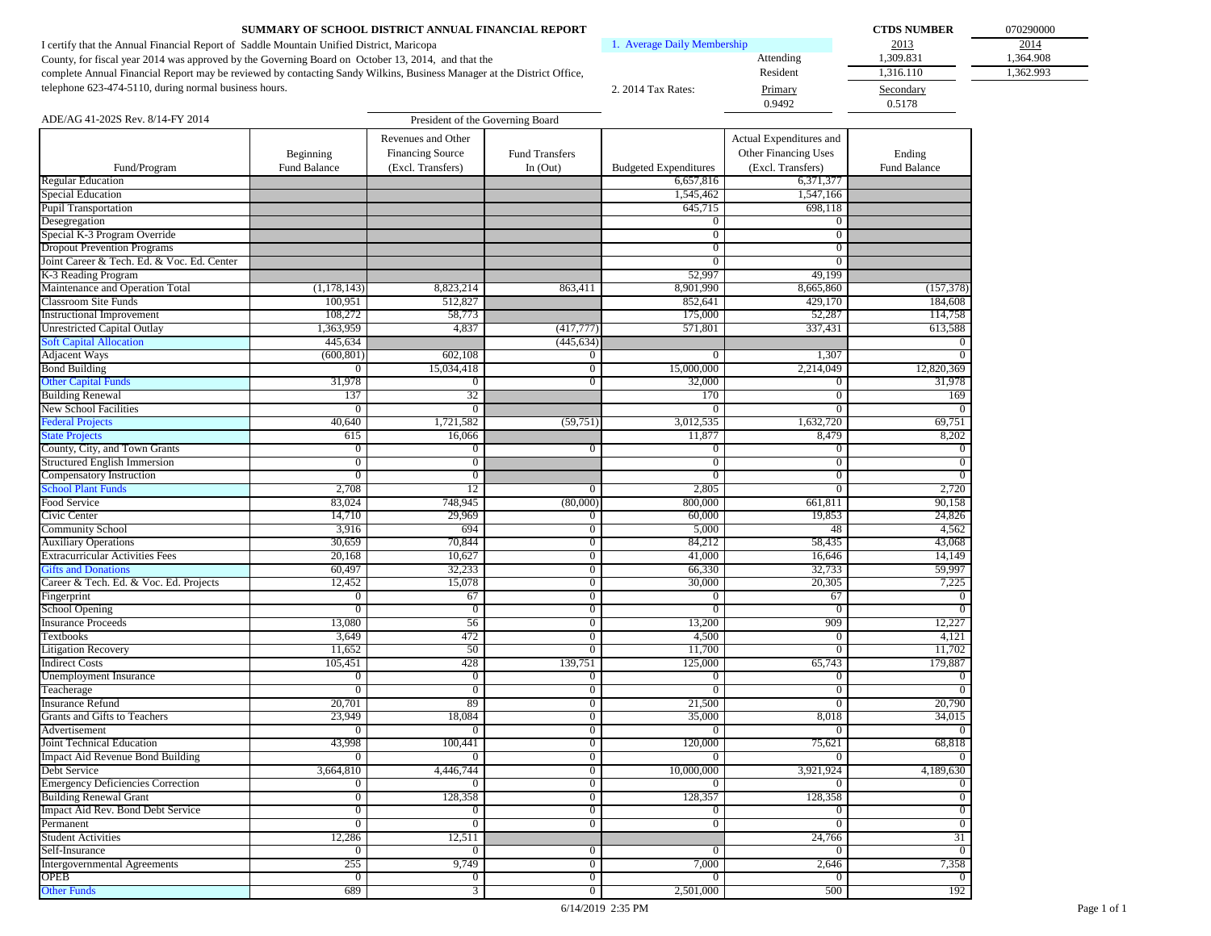# SUMMARY OF SCHOOL DISTRICT ANNUAL FINANCIAL REPORT

**CTDS NUMBER** 070290000

I certify that the Annual Financial Report of Saddle Mountain Unified District, Maricopa County, for fiscal year 2014 was approved by the Governing Board on October 13, 2014, and that the complete Annual Financial Report may be reviewed by contacting Sandy Wilkins, Business Manager at the District Office, telephone 623-474-5110, during normal business hours.

President of the Governing Board

ADE/AG 41-202S Rev. 8/14-FY 2014

| 1. Average Daily Membership | | 2013 | 2014 |
|---|---|---|---|
| | Attending | 1,309.831 | 1,364.908 |
| | Resident | 1,316.110 | 1,362.993 |

| 2. 2014 Tax Rates: | Primary | Secondary |
|---|---|---|
| | 0.9492 | 0.5178 |

| Fund/Program | Beginning Fund Balance | Revenues and Other Financing Source (Excl. Transfers) | Fund Transfers In (Out) | Budgeted Expenditures | Actual Expenditures and Other Financing Uses (Excl. Transfers) | Ending Fund Balance |
|---|---|---|---|---|---|---|
| Regular Education | | | | 6,657,816 | 6,371,377 | |
| Special Education | | | | 1,545,462 | 1,547,166 | |
| Pupil Transportation | | | | 645,715 | 698,118 | |
| Desegregation | | | | 0 | 0 | |
| Special K-3 Program Override | | | | 0 | 0 | |
| Dropout Prevention Programs | | | | 0 | 0 | |
| Joint Career & Tech. Ed. & Voc. Ed. Center | | | | 0 | 0 | |
| K-3 Reading Program | | | | 52,997 | 49,199 | |
| Maintenance and Operation Total | (1,178,143) | 8,823,214 | 863,411 | 8,901,990 | 8,665,860 | (157,378) |
| Classroom Site Funds | 100,951 | 512,827 | | 852,641 | 429,170 | 184,608 |
| Instructional Improvement | 108,272 | 58,773 | | 175,000 | 52,287 | 114,758 |
| Unrestricted Capital Outlay | 1,363,959 | 4,837 | (417,777) | 571,801 | 337,431 | 613,588 |
| Soft Capital Allocation | 445,634 | | (445,634) | | | 0 |
| Adjacent Ways | (600,801) | 602,108 | 0 | 0 | 1,307 | 0 |
| Bond Building | 0 | 15,034,418 | 0 | 15,000,000 | 2,214,049 | 12,820,369 |
| Other Capital Funds | 31,978 | 0 | 0 | 32,000 | 0 | 31,978 |
| Building Renewal | 137 | 32 | | 170 | 0 | 169 |
| New School Facilities | 0 | 0 | | 0 | 0 | 0 |
| Federal Projects | 40,640 | 1,721,582 | (59,751) | 3,012,535 | 1,632,720 | 69,751 |
| State Projects | 615 | 16,066 | | 11,877 | 8,479 | 8,202 |
| County, City, and Town Grants | 0 | 0 | 0 | 0 | 0 | 0 |
| Structured English Immersion | 0 | 0 | | 0 | 0 | 0 |
| Compensatory Instruction | 0 | 0 | | 0 | 0 | 0 |
| School Plant Funds | 2,708 | 12 | 0 | 2,805 | 0 | 2,720 |
| Food Service | 83,024 | 748,945 | (80,000) | 800,000 | 661,811 | 90,158 |
| Civic Center | 14,710 | 29,969 | 0 | 60,000 | 19,853 | 24,826 |
| Community School | 3,916 | 694 | 0 | 5,000 | 48 | 4,562 |
| Auxiliary Operations | 30,659 | 70,844 | 0 | 84,212 | 58,435 | 43,068 |
| Extracurricular Activities Fees | 20,168 | 10,627 | 0 | 41,000 | 16,646 | 14,149 |
| Gifts and Donations | 60,497 | 32,233 | 0 | 66,330 | 32,733 | 59,997 |
| Career & Tech. Ed. & Voc. Ed. Projects | 12,452 | 15,078 | 0 | 30,000 | 20,305 | 7,225 |
| Fingerprint | 0 | 67 | 0 | 0 | 67 | 0 |
| School Opening | 0 | 0 | 0 | 0 | 0 | 0 |
| Insurance Proceeds | 13,080 | 56 | 0 | 13,200 | 909 | 12,227 |
| Textbooks | 3,649 | 472 | 0 | 4,500 | 0 | 4,121 |
| Litigation Recovery | 11,652 | 50 | 0 | 11,700 | 0 | 11,702 |
| Indirect Costs | 105,451 | 428 | 139,751 | 125,000 | 65,743 | 179,887 |
| Unemployment Insurance | 0 | 0 | 0 | 0 | 0 | 0 |
| Teacherage | 0 | 0 | 0 | 0 | 0 | 0 |
| Insurance Refund | 20,701 | 89 | 0 | 21,500 | 0 | 20,790 |
| Grants and Gifts to Teachers | 23,949 | 18,084 | 0 | 35,000 | 8,018 | 34,015 |
| Advertisement | 0 | 0 | 0 | 0 | 0 | 0 |
| Joint Technical Education | 43,998 | 100,441 | 0 | 120,000 | 75,621 | 68,818 |
| Impact Aid Revenue Bond Building | 0 | 0 | 0 | 0 | 0 | 0 |
| Debt Service | 3,664,810 | 4,446,744 | 0 | 10,000,000 | 3,921,924 | 4,189,630 |
| Emergency Deficiencies Correction | 0 | 0 | 0 | 0 | 0 | 0 |
| Building Renewal Grant | 0 | 128,358 | 0 | 128,357 | 128,358 | 0 |
| Impact Aid Rev. Bond Debt Service | 0 | 0 | 0 | 0 | 0 | 0 |
| Permanent | 0 | 0 | 0 | 0 | 0 | 0 |
| Student Activities | 12,286 | 12,511 | | | 24,766 | 31 |
| Self-Insurance | 0 | 0 | 0 | 0 | 0 | 0 |
| Intergovernmental Agreements | 255 | 9,749 | 0 | 7,000 | 2,646 | 7,358 |
| OPEB | 0 | 0 | 0 | 0 | 0 | 0 |
| Other Funds | 689 | 3 | 0 | 2,501,000 | 500 | 192 |

6/14/2019 2:35 PM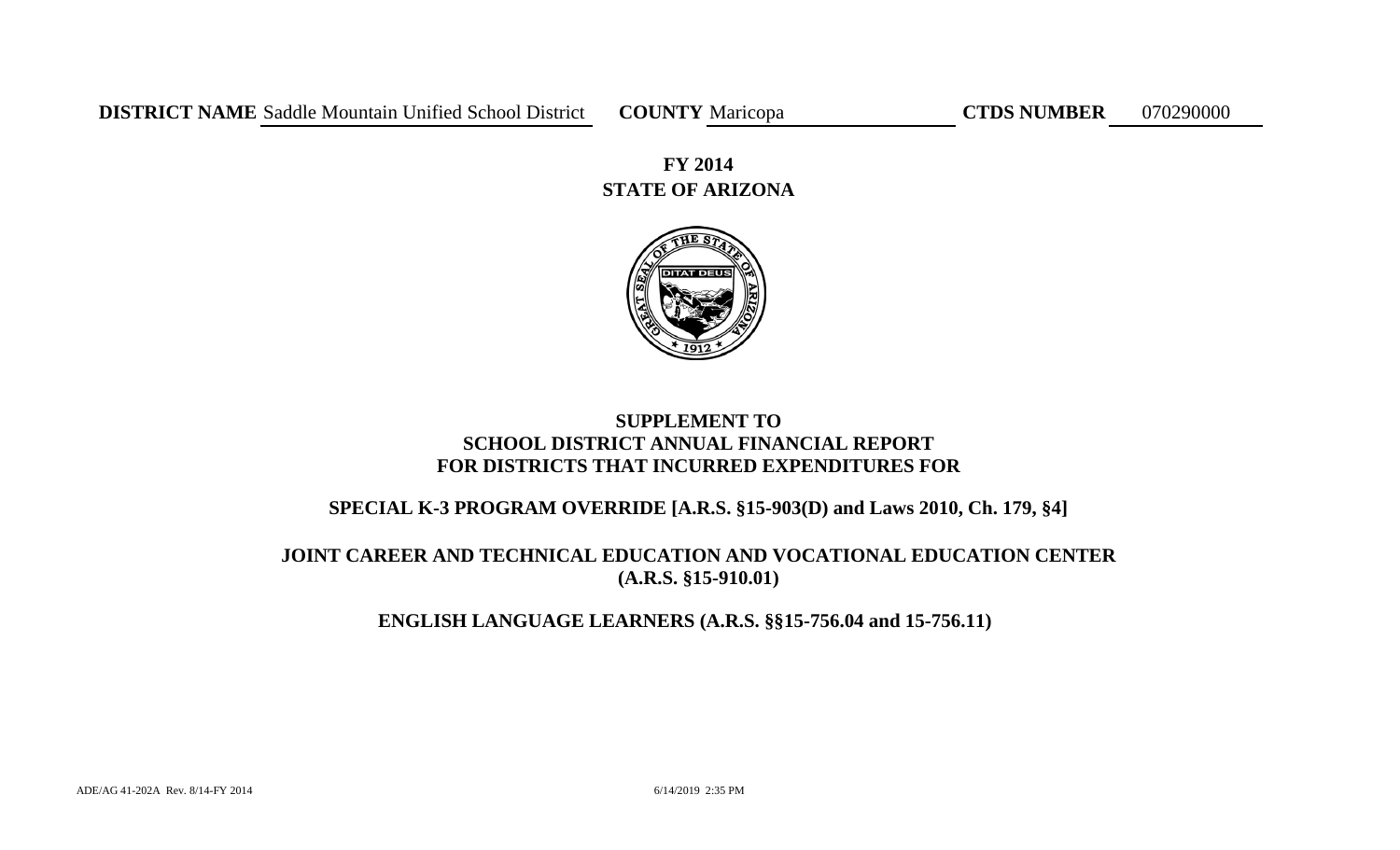**DISTRICT NAME** Saddle Mountain Unified School District **COUNTY** Maricopa **CTDS NUMBER** 070290000

**FY 2014**
**STATE OF ARIZONA**

## SUPPLEMENT TO SCHOOL DISTRICT ANNUAL FINANCIAL REPORT FOR DISTRICTS THAT INCURRED EXPENDITURES FOR

### SPECIAL K-3 PROGRAM OVERRIDE [A.R.S. §15-903(D) and Laws 2010, Ch. 179, §4]

### JOINT CAREER AND TECHNICAL EDUCATION AND VOCATIONAL EDUCATION CENTER (A.R.S. §15-910.01)

### ENGLISH LANGUAGE LEARNERS (A.R.S. §§15-756.04 and 15-756.11)

ADE/AG 41-202A Rev. 8/14-FY 2014 6/14/2019 2:35 PM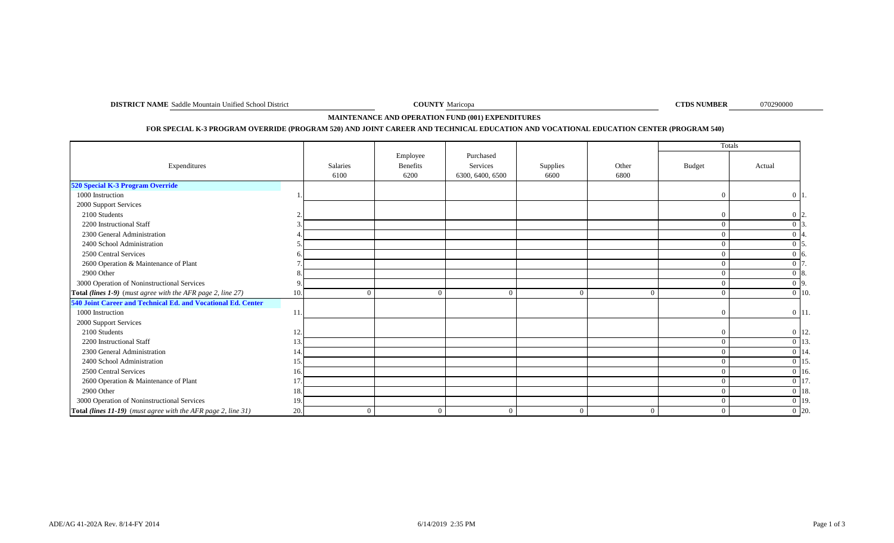**DISTRICT NAME** Saddle Mountain Unified School District **COUNTY** Maricopa **CTDS NUMBER** 070290000

## MAINTENANCE AND OPERATION FUND (001) EXPENDITURES

### FOR SPECIAL K-3 PROGRAM OVERRIDE (PROGRAM 520) AND JOINT CAREER AND TECHNICAL EDUCATION AND VOCATIONAL EDUCATION CENTER (PROGRAM 540)

| Expenditures | | Salaries 6100 | Employee Benefits 6200 | Purchased Services 6300, 6400, 6500 | Supplies 6600 | Other 6800 | Totals Budget | Actual | |
|---|---|---|---|---|---|---|---|---|---|
| **520 Special K-3 Program Override** | | | | | | | | | |
| 1000 Instruction | 1. | | | | | | 0 | 0 | 1. |
| 2000 Support Services | | | | | | | | | |
| 2100 Students | 2. | | | | | | 0 | 0 | 2. |
| 2200 Instructional Staff | 3. | | | | | | 0 | 0 | 3. |
| 2300 General Administration | 4. | | | | | | 0 | 0 | 4. |
| 2400 School Administration | 5. | | | | | | 0 | 0 | 5. |
| 2500 Central Services | 6. | | | | | | 0 | 0 | 6. |
| 2600 Operation & Maintenance of Plant | 7. | | | | | | 0 | 0 | 7. |
| 2900 Other | 8. | | | | | | 0 | 0 | 8. |
| 3000 Operation of Noninstructional Services | 9. | | | | | | 0 | 0 | 9. |
| **Total *(lines 1-9)*** *(must agree with the AFR page 2, line 27)* | 10. | 0 | 0 | 0 | 0 | 0 | 0 | 0 | 10. |
| **540 Joint Career and Technical Ed. and Vocational Ed. Center** | | | | | | | | | |
| 1000 Instruction | 11. | | | | | | 0 | 0 | 11. |
| 2000 Support Services | | | | | | | | | |
| 2100 Students | 12. | | | | | | 0 | 0 | 12. |
| 2200 Instructional Staff | 13. | | | | | | 0 | 0 | 13. |
| 2300 General Administration | 14. | | | | | | 0 | 0 | 14. |
| 2400 School Administration | 15. | | | | | | 0 | 0 | 15. |
| 2500 Central Services | 16. | | | | | | 0 | 0 | 16. |
| 2600 Operation & Maintenance of Plant | 17. | | | | | | 0 | 0 | 17. |
| 2900 Other | 18. | | | | | | 0 | 0 | 18. |
| 3000 Operation of Noninstructional Services | 19. | | | | | | 0 | 0 | 19. |
| **Total *(lines 11-19)*** *(must agree with the AFR page 2, line 31)* | 20. | 0 | 0 | 0 | 0 | 0 | 0 | 0 | 20. |

ADE/AG 41-202A Rev. 8/14-FY 2014 6/14/2019 2:35 PM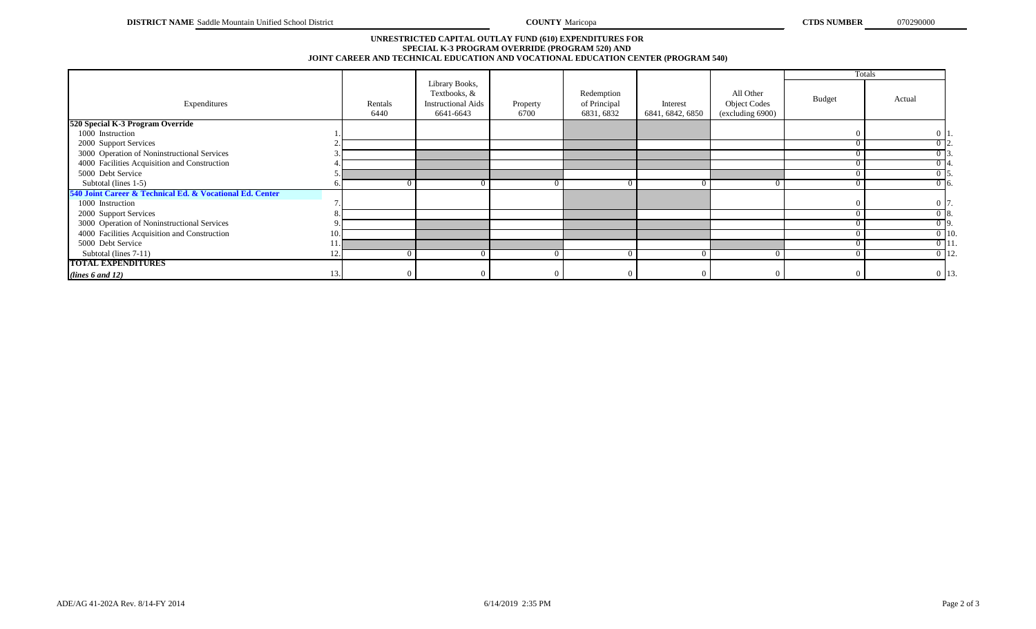**DISTRICT NAME** Saddle Mountain Unified School District **COUNTY** Maricopa **CTDS NUMBER** 070290000

## UNRESTRICTED CAPITAL OUTLAY FUND (610) EXPENDITURES FOR SPECIAL K-3 PROGRAM OVERRIDE (PROGRAM 520) AND JOINT CAREER AND TECHNICAL EDUCATION AND VOCATIONAL EDUCATION CENTER (PROGRAM 540)

| Expenditures | | Rentals 6440 | Library Books, Textbooks, & Instructional Aids 6641-6643 | Property 6700 | Redemption of Principal 6831, 6832 | Interest 6841, 6842, 6850 | All Other Object Codes (excluding 6900) | Totals Budget | Totals Actual | |
|---|---|---|---|---|---|---|---|---|---|---|
| **520 Special K-3 Program Override** | | | | | | | | | | |
| 1000 Instruction | 1. | | | | | | | 0 | 0 | 1. |
| 2000 Support Services | 2. | | | | | | | 0 | 0 | 2. |
| 3000 Operation of Noninstructional Services | 3. | | | | | | | 0 | 0 | 3. |
| 4000 Facilities Acquisition and Construction | 4. | | | | | | | 0 | 0 | 4. |
| 5000 Debt Service | 5. | | | | | | | 0 | 0 | 5. |
| Subtotal (lines 1-5) | 6. | 0 | 0 | 0 | 0 | 0 | 0 | 0 | 0 | 6. |
| **540 Joint Career & Technical Ed. & Vocational Ed. Center** | | | | | | | | | | |
| 1000 Instruction | 7. | | | | | | | 0 | 0 | 7. |
| 2000 Support Services | 8. | | | | | | | 0 | 0 | 8. |
| 3000 Operation of Noninstructional Services | 9. | | | | | | | 0 | 0 | 9. |
| 4000 Facilities Acquisition and Construction | 10. | | | | | | | 0 | 0 | 10. |
| 5000 Debt Service | 11. | | | | | | | 0 | 0 | 11. |
| Subtotal (lines 7-11) | 12. | 0 | 0 | 0 | 0 | 0 | 0 | 0 | 0 | 12. |
| **TOTAL EXPENDITURES** *(lines 6 and 12)* | 13. | 0 | 0 | 0 | 0 | 0 | 0 | 0 | 0 | 13. |

ADE/AG 41-202A Rev. 8/14-FY 2014 6/14/2019 2:35 PM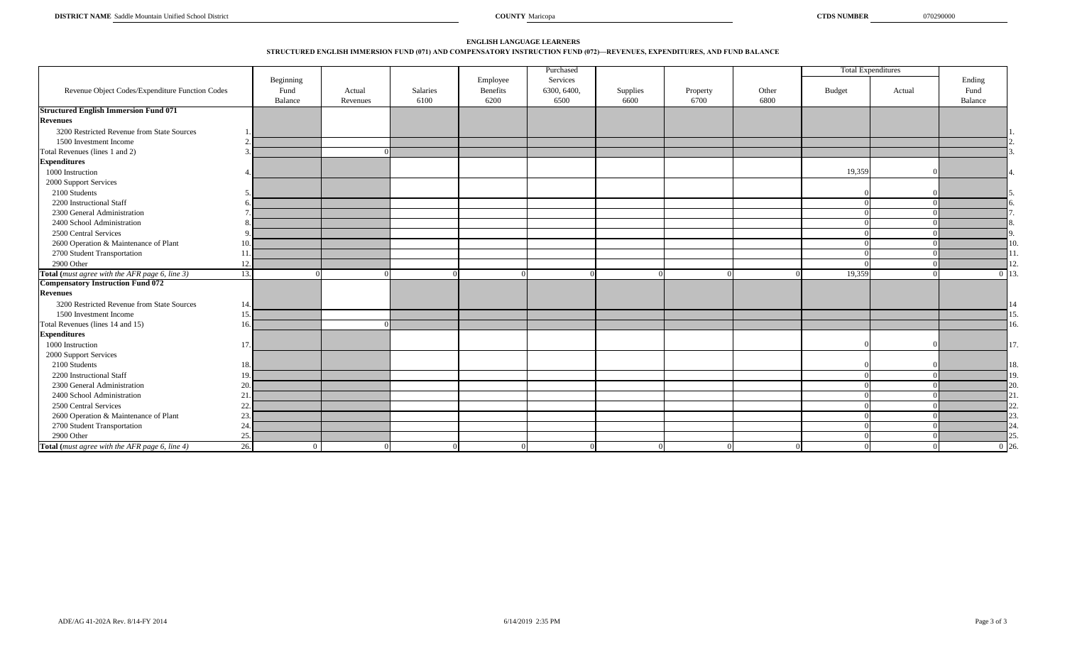**DISTRICT NAME** Saddle Mountain Unified School District **COUNTY** Maricopa **CTDS NUMBER** 070290000

## ENGLISH LANGUAGE LEARNERS
### STRUCTURED ENGLISH IMMERSION FUND (071) AND COMPENSATORY INSTRUCTION FUND (072)—REVENUES, EXPENDITURES, AND FUND BALANCE

| Revenue Object Codes/Expenditure Function Codes | | Beginning Fund Balance | Actual Revenues | Salaries 6100 | Employee Benefits 6200 | Purchased Services 6300, 6400, 6500 | Supplies 6600 | Property 6700 | Other 6800 | Total Expenditures Budget | Total Expenditures Actual | Ending Fund Balance | |
|---|---|---|---|---|---|---|---|---|---|---|---|---|---|
| **Structured English Immersion Fund 071** | | | | | | | | | | | | | |
| **Revenues** | | | | | | | | | | | | | |
| 3200 Restricted Revenue from State Sources | 1. | | | | | | | | | | | | 1. |
| 1500 Investment Income | 2. | | | | | | | | | | | | 2. |
| Total Revenues (lines 1 and 2) | 3. | | 0 | | | | | | | | | | 3. |
| **Expenditures** | | | | | | | | | | | | | |
| 1000 Instruction | 4. | | | | | | | | | 19,359 | 0 | | 4. |
| 2000 Support Services | | | | | | | | | | | | | |
| 2100 Students | 5. | | | | | | | | | 0 | 0 | | 5. |
| 2200 Instructional Staff | 6. | | | | | | | | | 0 | 0 | | 6. |
| 2300 General Administration | 7. | | | | | | | | | 0 | 0 | | 7. |
| 2400 School Administration | 8. | | | | | | | | | 0 | 0 | | 8. |
| 2500 Central Services | 9. | | | | | | | | | 0 | 0 | | 9. |
| 2600 Operation & Maintenance of Plant | 10. | | | | | | | | | 0 | 0 | | 10. |
| 2700 Student Transportation | 11. | | | | | | | | | 0 | 0 | | 11. |
| 2900 Other | 12. | | | | | | | | | 0 | 0 | | 12. |
| **Total** (*must agree with the AFR page 6, line 3*) | 13. | 0 | 0 | 0 | 0 | 0 | 0 | 0 | 0 | 19,359 | 0 | 0 | 13. |
| **Compensatory Instruction Fund 072** | | | | | | | | | | | | | |
| **Revenues** | | | | | | | | | | | | | |
| 3200 Restricted Revenue from State Sources | 14. | | | | | | | | | | | | 14 |
| 1500 Investment Income | 15. | | | | | | | | | | | | 15. |
| Total Revenues (lines 14 and 15) | 16. | | 0 | | | | | | | | | | 16. |
| **Expenditures** | | | | | | | | | | | | | |
| 1000 Instruction | 17. | | | | | | | | | 0 | 0 | | 17. |
| 2000 Support Services | | | | | | | | | | | | | |
| 2100 Students | 18. | | | | | | | | | 0 | 0 | | 18. |
| 2200 Instructional Staff | 19. | | | | | | | | | 0 | 0 | | 19. |
| 2300 General Administration | 20. | | | | | | | | | 0 | 0 | | 20. |
| 2400 School Administration | 21. | | | | | | | | | 0 | 0 | | 21. |
| 2500 Central Services | 22. | | | | | | | | | 0 | 0 | | 22. |
| 2600 Operation & Maintenance of Plant | 23. | | | | | | | | | 0 | 0 | | 23. |
| 2700 Student Transportation | 24. | | | | | | | | | 0 | 0 | | 24. |
| 2900 Other | 25. | | | | | | | | | 0 | 0 | | 25. |
| **Total** (*must agree with the AFR page 6, line 4*) | 26. | 0 | 0 | 0 | 0 | 0 | 0 | 0 | 0 | 0 | 0 | 0 | 26. |

ADE/AG 41-202A Rev. 8/14-FY 2014 6/14/2019 2:35 PM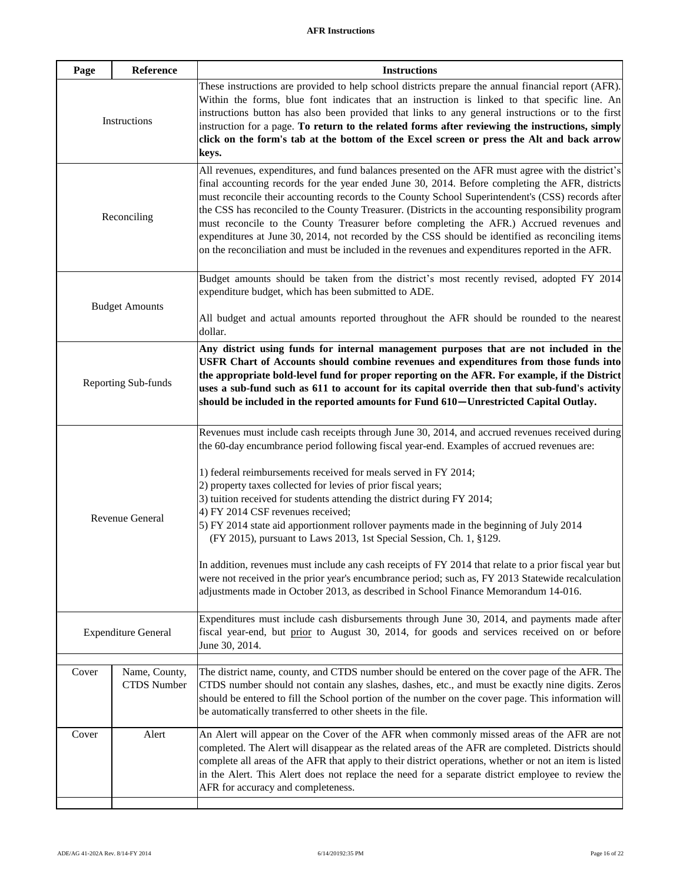**AFR Instructions**

| Page | Reference | Instructions |
|---|---|---|
| Instructions | | These instructions are provided to help school districts prepare the annual financial report (AFR). Within the forms, blue font indicates that an instruction is linked to that specific line. An instructions button has also been provided that links to any general instructions or to the first instruction for a page. **To return to the related forms after reviewing the instructions, simply click on the form's tab at the bottom of the Excel screen or press the Alt and back arrow keys.** |
| Reconciling | | All revenues, expenditures, and fund balances presented on the AFR must agree with the district's final accounting records for the year ended June 30, 2014. Before completing the AFR, districts must reconcile their accounting records to the County School Superintendent's (CSS) records after the CSS has reconciled to the County Treasurer. (Districts in the accounting responsibility program must reconcile to the County Treasurer before completing the AFR.) Accrued revenues and expenditures at June 30, 2014, not recorded by the CSS should be identified as reconciling items on the reconciliation and must be included in the revenues and expenditures reported in the AFR. |
| Budget Amounts | | Budget amounts should be taken from the district's most recently revised, adopted FY 2014 expenditure budget, which has been submitted to ADE.<br><br>All budget and actual amounts reported throughout the AFR should be rounded to the nearest dollar. |
| Reporting Sub-funds | | **Any district using funds for internal management purposes that are not included in the USFR Chart of Accounts should combine revenues and expenditures from those funds into the appropriate bold-level fund for proper reporting on the AFR. For example, if the District uses a sub-fund such as 611 to account for its capital override then that sub-fund's activity should be included in the reported amounts for Fund 610—Unrestricted Capital Outlay.** |
| Revenue General | | Revenues must include cash receipts through June 30, 2014, and accrued revenues received during the 60-day encumbrance period following fiscal year-end. Examples of accrued revenues are:<br><br>1) federal reimbursements received for meals served in FY 2014;<br>2) property taxes collected for levies of prior fiscal years;<br>3) tuition received for students attending the district during FY 2014;<br>4) FY 2014 CSF revenues received;<br>5) FY 2014 state aid apportionment rollover payments made in the beginning of July 2014 (FY 2015), pursuant to Laws 2013, 1st Special Session, Ch. 1, §129.<br><br>In addition, revenues must include any cash receipts of FY 2014 that relate to a prior fiscal year but were not received in the prior year's encumbrance period; such as, FY 2013 Statewide recalculation adjustments made in October 2013, as described in School Finance Memorandum 14-016. |
| Expenditure General | | Expenditures must include cash disbursements through June 30, 2014, and payments made after fiscal year-end, but <u>prior</u> to August 30, 2014, for goods and services received on or before June 30, 2014. |
| Cover | Name, County, CTDS Number | The district name, county, and CTDS number should be entered on the cover page of the AFR. The CTDS number should not contain any slashes, dashes, etc., and must be exactly nine digits. Zeros should be entered to fill the School portion of the number on the cover page. This information will be automatically transferred to other sheets in the file. |
| Cover | Alert | An Alert will appear on the Cover of the AFR when commonly missed areas of the AFR are not completed. The Alert will disappear as the related areas of the AFR are completed. Districts should complete all areas of the AFR that apply to their district operations, whether or not an item is listed in the Alert. This Alert does not replace the need for a separate district employee to review the AFR for accuracy and completeness. |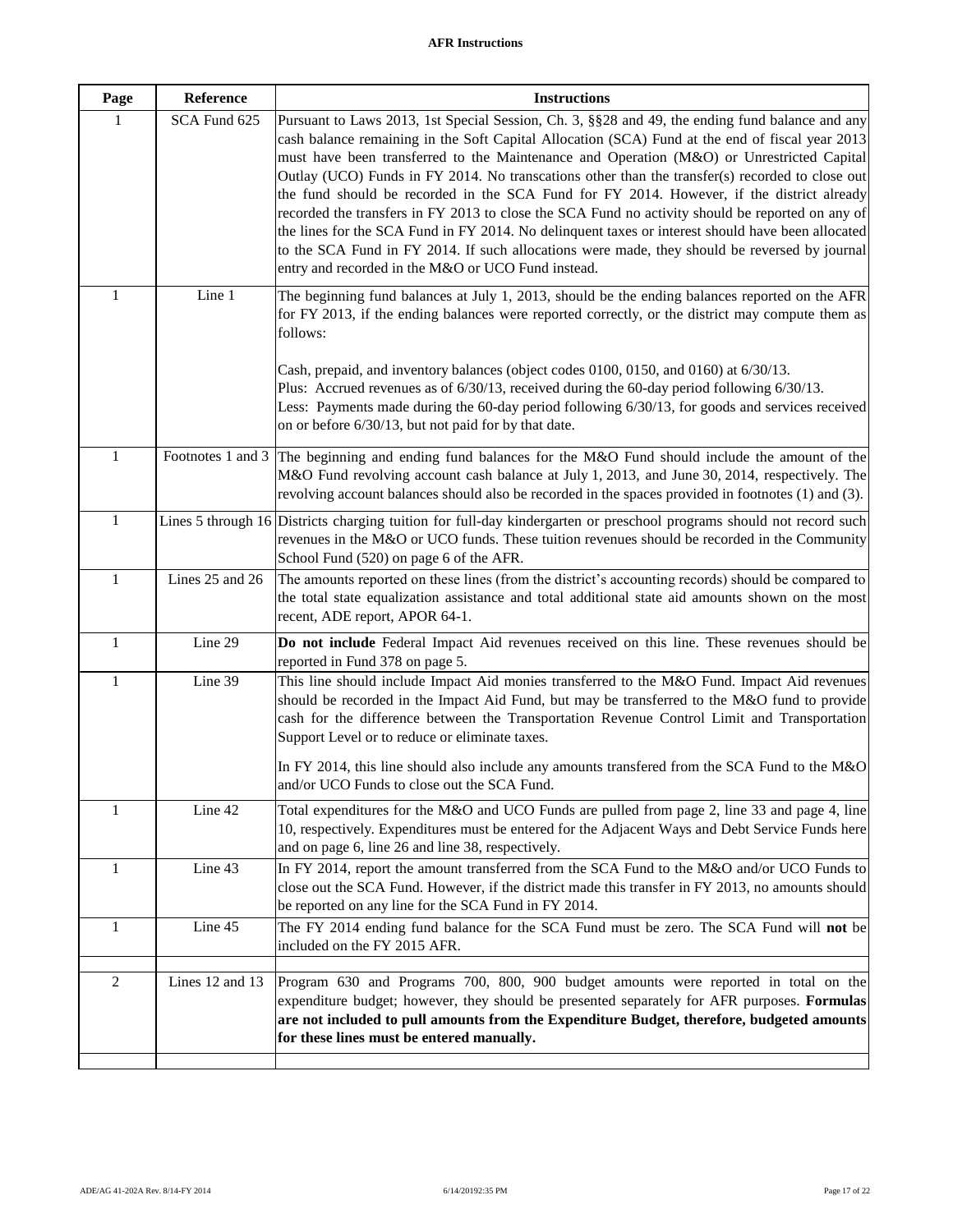**AFR Instructions**

| Page | Reference | Instructions |
|---|---|---|
| 1 | SCA Fund 625 | Pursuant to Laws 2013, 1st Special Session, Ch. 3, §§28 and 49, the ending fund balance and any cash balance remaining in the Soft Capital Allocation (SCA) Fund at the end of fiscal year 2013 must have been transferred to the Maintenance and Operation (M&O) or Unrestricted Capital Outlay (UCO) Funds in FY 2014. No transcations other than the transfer(s) recorded to close out the fund should be recorded in the SCA Fund for FY 2014. However, if the district already recorded the transfers in FY 2013 to close the SCA Fund no activity should be reported on any of the lines for the SCA Fund in FY 2014. No delinquent taxes or interest should have been allocated to the SCA Fund in FY 2014. If such allocations were made, they should be reversed by journal entry and recorded in the M&O or UCO Fund instead. |
| 1 | Line 1 | The beginning fund balances at July 1, 2013, should be the ending balances reported on the AFR for FY 2013, if the ending balances were reported correctly, or the district may compute them as follows:<br><br>Cash, prepaid, and inventory balances (object codes 0100, 0150, and 0160) at 6/30/13.<br>Plus: Accrued revenues as of 6/30/13, received during the 60-day period following 6/30/13.<br>Less: Payments made during the 60-day period following 6/30/13, for goods and services received on or before 6/30/13, but not paid for by that date. |
| 1 | Footnotes 1 and 3 | The beginning and ending fund balances for the M&O Fund should include the amount of the M&O Fund revolving account cash balance at July 1, 2013, and June 30, 2014, respectively. The revolving account balances should also be recorded in the spaces provided in footnotes (1) and (3). |
| 1 | Lines 5 through 16 | Districts charging tuition for full-day kindergarten or preschool programs should not record such revenues in the M&O or UCO funds. These tuition revenues should be recorded in the Community School Fund (520) on page 6 of the AFR. |
| 1 | Lines 25 and 26 | The amounts reported on these lines (from the district's accounting records) should be compared to the total state equalization assistance and total additional state aid amounts shown on the most recent, ADE report, APOR 64-1. |
| 1 | Line 29 | **Do not include** Federal Impact Aid revenues received on this line. These revenues should be reported in Fund 378 on page 5. |
| 1 | Line 39 | This line should include Impact Aid monies transferred to the M&O Fund. Impact Aid revenues should be recorded in the Impact Aid Fund, but may be transferred to the M&O fund to provide cash for the difference between the Transportation Revenue Control Limit and Transportation Support Level or to reduce or eliminate taxes.<br><br>In FY 2014, this line should also include any amounts transfered from the SCA Fund to the M&O and/or UCO Funds to close out the SCA Fund. |
| 1 | Line 42 | Total expenditures for the M&O and UCO Funds are pulled from page 2, line 33 and page 4, line 10, respectively. Expenditures must be entered for the Adjacent Ways and Debt Service Funds here and on page 6, line 26 and line 38, respectively. |
| 1 | Line 43 | In FY 2014, report the amount transferred from the SCA Fund to the M&O and/or UCO Funds to close out the SCA Fund. However, if the district made this transfer in FY 2013, no amounts should be reported on any line for the SCA Fund in FY 2014. |
| 1 | Line 45 | The FY 2014 ending fund balance for the SCA Fund must be zero. The SCA Fund will **not** be included on the FY 2015 AFR. |
| | | |
| 2 | Lines 12 and 13 | Program 630 and Programs 700, 800, 900 budget amounts were reported in total on the expenditure budget; however, they should be presented separately for AFR purposes. **Formulas are not included to pull amounts from the Expenditure Budget, therefore, budgeted amounts for these lines must be entered manually.** |
| | | |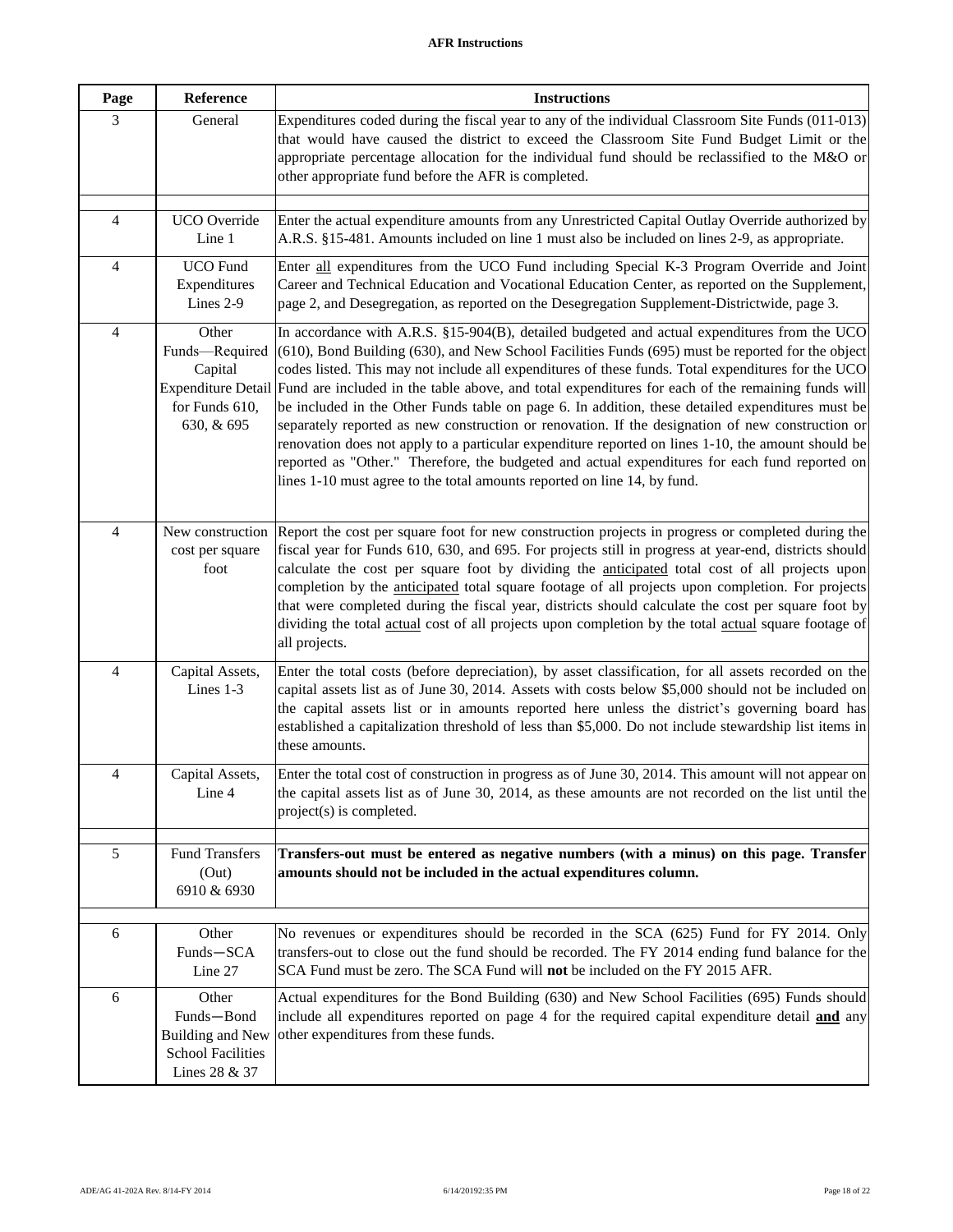**AFR Instructions**

| Page | Reference | Instructions |
|---|---|---|
| 3 | General | Expenditures coded during the fiscal year to any of the individual Classroom Site Funds (011-013) that would have caused the district to exceed the Classroom Site Fund Budget Limit or the appropriate percentage allocation for the individual fund should be reclassified to the M&O or other appropriate fund before the AFR is completed. |
| | | |
| 4 | UCO Override Line 1 | Enter the actual expenditure amounts from any Unrestricted Capital Outlay Override authorized by A.R.S. §15-481. Amounts included on line 1 must also be included on lines 2-9, as appropriate. |
| 4 | UCO Fund Expenditures Lines 2-9 | Enter <u>all</u> expenditures from the UCO Fund including Special K-3 Program Override and Joint Career and Technical Education and Vocational Education Center, as reported on the Supplement, page 2, and Desegregation, as reported on the Desegregation Supplement-Districtwide, page 3. |
| 4 | Other Funds—Required Capital Expenditure Detail for Funds 610, 630, & 695 | In accordance with A.R.S. §15-904(B), detailed budgeted and actual expenditures from the UCO (610), Bond Building (630), and New School Facilities Funds (695) must be reported for the object codes listed. This may not include all expenditures of these funds. Total expenditures for the UCO Fund are included in the table above, and total expenditures for each of the remaining funds will be included in the Other Funds table on page 6. In addition, these detailed expenditures must be separately reported as new construction or renovation. If the designation of new construction or renovation does not apply to a particular expenditure reported on lines 1-10, the amount should be reported as "Other." Therefore, the budgeted and actual expenditures for each fund reported on lines 1-10 must agree to the total amounts reported on line 14, by fund. |
| 4 | New construction cost per square foot | Report the cost per square foot for new construction projects in progress or completed during the fiscal year for Funds 610, 630, and 695. For projects still in progress at year-end, districts should calculate the cost per square foot by dividing the <u>anticipated</u> total cost of all projects upon completion by the <u>anticipated</u> total square footage of all projects upon completion. For projects that were completed during the fiscal year, districts should calculate the cost per square foot by dividing the total <u>actual</u> cost of all projects upon completion by the total <u>actual</u> square footage of all projects. |
| 4 | Capital Assets, Lines 1-3 | Enter the total costs (before depreciation), by asset classification, for all assets recorded on the capital assets list as of June 30, 2014. Assets with costs below $5,000 should not be included on the capital assets list or in amounts reported here unless the district's governing board has established a capitalization threshold of less than $5,000. Do not include stewardship list items in these amounts. |
| 4 | Capital Assets, Line 4 | Enter the total cost of construction in progress as of June 30, 2014. This amount will not appear on the capital assets list as of June 30, 2014, as these amounts are not recorded on the list until the project(s) is completed. |
| | | |
| 5 | Fund Transfers (Out) 6910 & 6930 | **Transfers-out must be entered as negative numbers (with a minus) on this page. Transfer amounts should not be included in the actual expenditures column.** |
| | | |
| 6 | Other Funds—SCA Line 27 | No revenues or expenditures should be recorded in the SCA (625) Fund for FY 2014. Only transfers-out to close out the fund should be recorded. The FY 2014 ending fund balance for the SCA Fund must be zero. The SCA Fund will **not** be included on the FY 2015 AFR. |
| 6 | Other Funds—Bond Building and New School Facilities Lines 28 & 37 | Actual expenditures for the Bond Building (630) and New School Facilities (695) Funds should include all expenditures reported on page 4 for the required capital expenditure detail **<u>and</u>** any other expenditures from these funds. |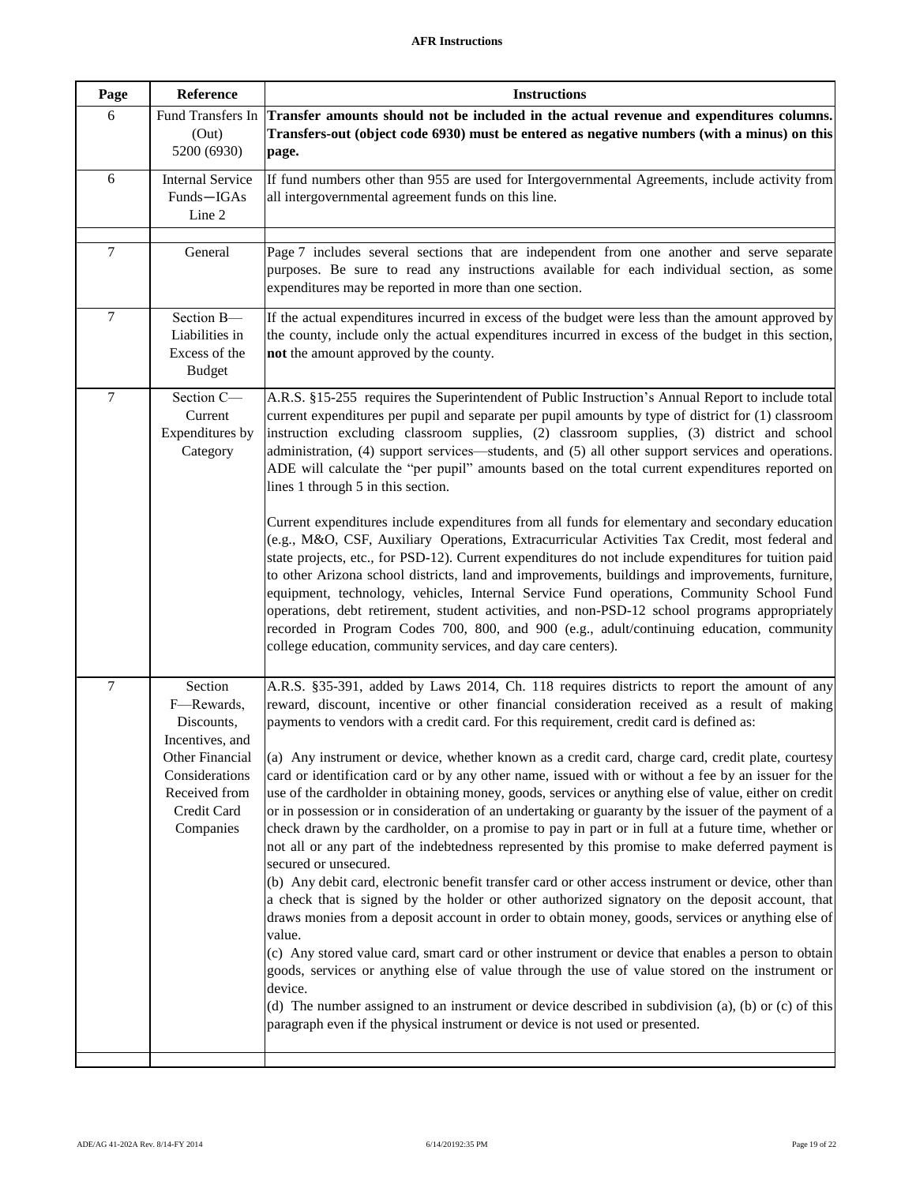**AFR Instructions**

| Page | Reference | Instructions |
|---|---|---|
| 6 | Fund Transfers In (Out) 5200 (6930) | **Transfer amounts should not be included in the actual revenue and expenditures columns. Transfers-out (object code 6930) must be entered as negative numbers (with a minus) on this page.** |
| 6 | Internal Service Funds—IGAs Line 2 | If fund numbers other than 955 are used for Intergovernmental Agreements, include activity from all intergovernmental agreement funds on this line. |
| | | |
| 7 | General | Page 7 includes several sections that are independent from one another and serve separate purposes. Be sure to read any instructions available for each individual section, as some expenditures may be reported in more than one section. |
| 7 | Section B—Liabilities in Excess of the Budget | If the actual expenditures incurred in excess of the budget were less than the amount approved by the county, include only the actual expenditures incurred in excess of the budget in this section, **not** the amount approved by the county. |
| 7 | Section C—Current Expenditures by Category | A.R.S. §15-255 requires the Superintendent of Public Instruction's Annual Report to include total current expenditures per pupil and separate per pupil amounts by type of district for (1) classroom instruction excluding classroom supplies, (2) classroom supplies, (3) district and school administration, (4) support services—students, and (5) all other support services and operations. ADE will calculate the "per pupil" amounts based on the total current expenditures reported on lines 1 through 5 in this section.<br><br>Current expenditures include expenditures from all funds for elementary and secondary education (e.g., M&O, CSF, Auxiliary Operations, Extracurricular Activities Tax Credit, most federal and state projects, etc., for PSD-12). Current expenditures do not include expenditures for tuition paid to other Arizona school districts, land and improvements, buildings and improvements, furniture, equipment, technology, vehicles, Internal Service Fund operations, Community School Fund operations, debt retirement, student activities, and non-PSD-12 school programs appropriately recorded in Program Codes 700, 800, and 900 (e.g., adult/continuing education, community college education, community services, and day care centers). |
| 7 | Section F—Rewards, Discounts, Incentives, and Other Financial Considerations Received from Credit Card Companies | A.R.S. §35-391, added by Laws 2014, Ch. 118 requires districts to report the amount of any reward, discount, incentive or other financial consideration received as a result of making payments to vendors with a credit card. For this requirement, credit card is defined as:<br><br>(a) Any instrument or device, whether known as a credit card, charge card, credit plate, courtesy card or identification card or by any other name, issued with or without a fee by an issuer for the use of the cardholder in obtaining money, goods, services or anything else of value, either on credit or in possession or in consideration of an undertaking or guaranty by the issuer of the payment of a check drawn by the cardholder, on a promise to pay in part or in full at a future time, whether or not all or any part of the indebtedness represented by this promise to make deferred payment is secured or unsecured.<br>(b) Any debit card, electronic benefit transfer card or other access instrument or device, other than a check that is signed by the holder or other authorized signatory on the deposit account, that draws monies from a deposit account in order to obtain money, goods, services or anything else of value.<br>(c) Any stored value card, smart card or other instrument or device that enables a person to obtain goods, services or anything else of value through the use of value stored on the instrument or device.<br>(d) The number assigned to an instrument or device described in subdivision (a), (b) or (c) of this paragraph even if the physical instrument or device is not used or presented. |
| | | |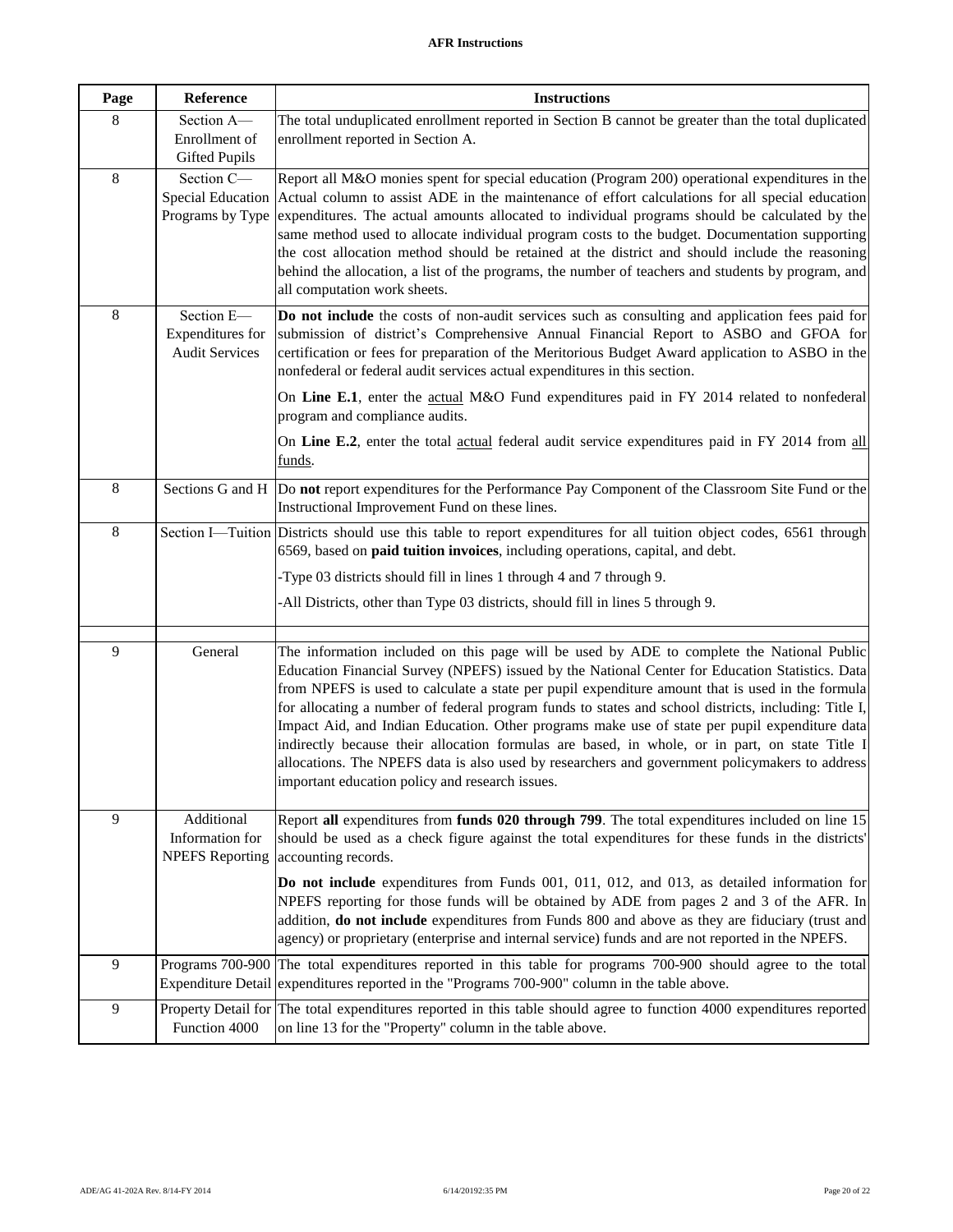**AFR Instructions**

| Page | Reference | Instructions |
|---|---|---|
| 8 | Section A—Enrollment of Gifted Pupils | The total unduplicated enrollment reported in Section B cannot be greater than the total duplicated enrollment reported in Section A. |
| 8 | Section C—Special Education Programs by Type | Report all M&O monies spent for special education (Program 200) operational expenditures in the Actual column to assist ADE in the maintenance of effort calculations for all special education expenditures. The actual amounts allocated to individual programs should be calculated by the same method used to allocate individual program costs to the budget. Documentation supporting the cost allocation method should be retained at the district and should include the reasoning behind the allocation, a list of the programs, the number of teachers and students by program, and all computation work sheets. |
| 8 | Section E—Expenditures for Audit Services | **Do not include** the costs of non-audit services such as consulting and application fees paid for submission of district's Comprehensive Annual Financial Report to ASBO and GFOA for certification or fees for preparation of the Meritorious Budget Award application to ASBO in the nonfederal or federal audit services actual expenditures in this section.<br><br>On **Line E.1**, enter the actual M&O Fund expenditures paid in FY 2014 related to nonfederal program and compliance audits.<br><br>On **Line E.2**, enter the total actual federal audit service expenditures paid in FY 2014 from all funds. |
| 8 | Sections G and H | Do **not** report expenditures for the Performance Pay Component of the Classroom Site Fund or the Instructional Improvement Fund on these lines. |
| 8 | Section I—Tuition | Districts should use this table to report expenditures for all tuition object codes, 6561 through 6569, based on **paid tuition invoices**, including operations, capital, and debt.<br><br>-Type 03 districts should fill in lines 1 through 4 and 7 through 9.<br><br>-All Districts, other than Type 03 districts, should fill in lines 5 through 9. |
| | | |
| 9 | General | The information included on this page will be used by ADE to complete the National Public Education Financial Survey (NPEFS) issued by the National Center for Education Statistics. Data from NPEFS is used to calculate a state per pupil expenditure amount that is used in the formula for allocating a number of federal program funds to states and school districts, including: Title I, Impact Aid, and Indian Education. Other programs make use of state per pupil expenditure data indirectly because their allocation formulas are based, in whole, or in part, on state Title I allocations. The NPEFS data is also used by researchers and government policymakers to address important education policy and research issues. |
| 9 | Additional Information for NPEFS Reporting | Report **all** expenditures from **funds 020 through 799**. The total expenditures included on line 15 should be used as a check figure against the total expenditures for these funds in the districts' accounting records.<br><br>**Do not include** expenditures from Funds 001, 011, 012, and 013, as detailed information for NPEFS reporting for those funds will be obtained by ADE from pages 2 and 3 of the AFR. In addition, **do not include** expenditures from Funds 800 and above as they are fiduciary (trust and agency) or proprietary (enterprise and internal service) funds and are not reported in the NPEFS. |
| 9 | Programs 700-900 Expenditure Detail | The total expenditures reported in this table for programs 700-900 should agree to the total expenditures reported in the "Programs 700-900" column in the table above. |
| 9 | Property Detail for Function 4000 | The total expenditures reported in this table should agree to function 4000 expenditures reported on line 13 for the "Property" column in the table above. |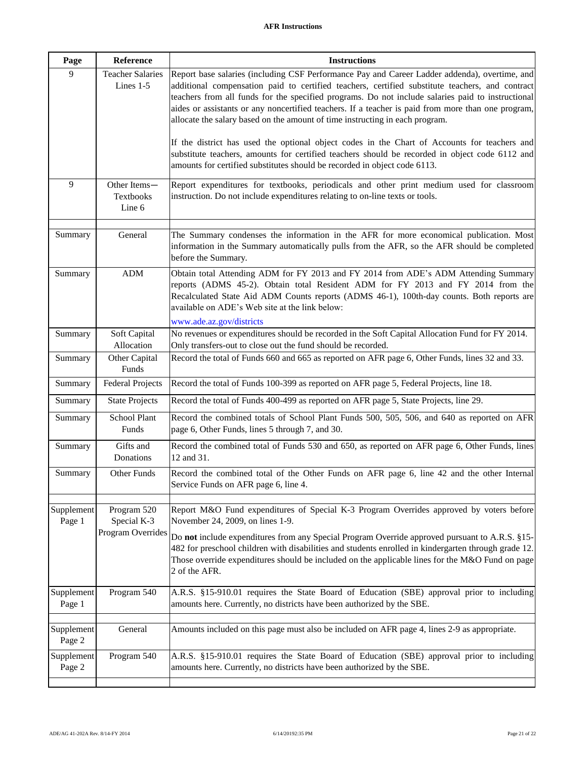**AFR Instructions**

| Page | Reference | Instructions |
|---|---|---|
| 9 | Teacher Salaries Lines 1-5 | Report base salaries (including CSF Performance Pay and Career Ladder addenda), overtime, and additional compensation paid to certified teachers, certified substitute teachers, and contract teachers from all funds for the specified programs. Do not include salaries paid to instructional aides or assistants or any noncertified teachers. If a teacher is paid from more than one program, allocate the salary based on the amount of time instructing in each program.<br><br>If the district has used the optional object codes in the Chart of Accounts for teachers and substitute teachers, amounts for certified teachers should be recorded in object code 6112 and amounts for certified substitutes should be recorded in object code 6113. |
| 9 | Other Items— Textbooks Line 6 | Report expenditures for textbooks, periodicals and other print medium used for classroom instruction. Do not include expenditures relating to on-line texts or tools. |
| | | |
| Summary | General | The Summary condenses the information in the AFR for more economical publication. Most information in the Summary automatically pulls from the AFR, so the AFR should be completed before the Summary. |
| Summary | ADM | Obtain total Attending ADM for FY 2013 and FY 2014 from ADE's ADM Attending Summary reports (ADMS 45-2). Obtain total Resident ADM for FY 2013 and FY 2014 from the Recalculated State Aid ADM Counts reports (ADMS 46-1), 100th-day counts. Both reports are available on ADE's Web site at the link below:<br><br>www.ade.az.gov/districts |
| Summary | Soft Capital Allocation | No revenues or expenditures should be recorded in the Soft Capital Allocation Fund for FY 2014. Only transfers-out to close out the fund should be recorded. |
| Summary | Other Capital Funds | Record the total of Funds 660 and 665 as reported on AFR page 6, Other Funds, lines 32 and 33. |
| Summary | Federal Projects | Record the total of Funds 100-399 as reported on AFR page 5, Federal Projects, line 18. |
| Summary | State Projects | Record the total of Funds 400-499 as reported on AFR page 5, State Projects, line 29. |
| Summary | School Plant Funds | Record the combined totals of School Plant Funds 500, 505, 506, and 640 as reported on AFR page 6, Other Funds, lines 5 through 7, and 30. |
| Summary | Gifts and Donations | Record the combined total of Funds 530 and 650, as reported on AFR page 6, Other Funds, lines 12 and 31. |
| Summary | Other Funds | Record the combined total of the Other Funds on AFR page 6, line 42 and the other Internal Service Funds on AFR page 6, line 4. |
| | | |
| Supplement Page 1 | Program 520 Special K-3 Program Overrides | Report M&O Fund expenditures of Special K-3 Program Overrides approved by voters before November 24, 2009, on lines 1-9.<br><br>Do **not** include expenditures from any Special Program Override approved pursuant to A.R.S. §15-482 for preschool children with disabilities and students enrolled in kindergarten through grade 12. Those override expenditures should be included on the applicable lines for the M&O Fund on page 2 of the AFR. |
| Supplement Page 1 | Program 540 | A.R.S. §15-910.01 requires the State Board of Education (SBE) approval prior to including amounts here. Currently, no districts have been authorized by the SBE. |
| | | |
| Supplement Page 2 | General | Amounts included on this page must also be included on AFR page 4, lines 2-9 as appropriate. |
| Supplement Page 2 | Program 540 | A.R.S. §15-910.01 requires the State Board of Education (SBE) approval prior to including amounts here. Currently, no districts have been authorized by the SBE. |
| | | |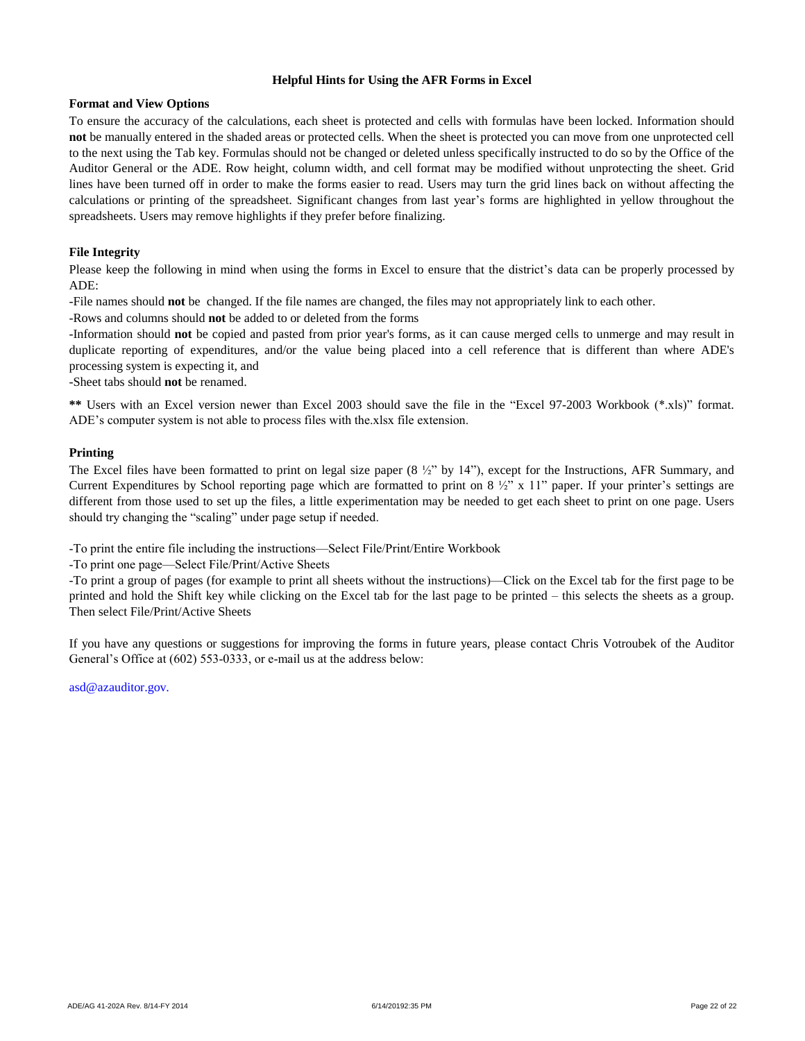## Helpful Hints for Using the AFR Forms in Excel

### Format and View Options

To ensure the accuracy of the calculations, each sheet is protected and cells with formulas have been locked. Information should **not** be manually entered in the shaded areas or protected cells. When the sheet is protected you can move from one unprotected cell to the next using the Tab key. Formulas should not be changed or deleted unless specifically instructed to do so by the Office of the Auditor General or the ADE. Row height, column width, and cell format may be modified without unprotecting the sheet. Grid lines have been turned off in order to make the forms easier to read. Users may turn the grid lines back on without affecting the calculations or printing of the spreadsheet. Significant changes from last year's forms are highlighted in yellow throughout the spreadsheets. Users may remove highlights if they prefer before finalizing.

### File Integrity

Please keep the following in mind when using the forms in Excel to ensure that the district's data can be properly processed by ADE:

-File names should **not** be changed. If the file names are changed, the files may not appropriately link to each other.

-Rows and columns should **not** be added to or deleted from the forms

-Information should **not** be copied and pasted from prior year's forms, as it can cause merged cells to unmerge and may result in duplicate reporting of expenditures, and/or the value being placed into a cell reference that is different than where ADE's processing system is expecting it, and

-Sheet tabs should **not** be renamed.

**\*\*** Users with an Excel version newer than Excel 2003 should save the file in the "Excel 97-2003 Workbook (*.xls)" format. ADE's computer system is not able to process files with the.xlsx file extension.

### Printing

The Excel files have been formatted to print on legal size paper (8 ½" by 14"), except for the Instructions, AFR Summary, and Current Expenditures by School reporting page which are formatted to print on 8 ½" x 11" paper. If your printer's settings are different from those used to set up the files, a little experimentation may be needed to get each sheet to print on one page. Users should try changing the "scaling" under page setup if needed.

-To print the entire file including the instructions—Select File/Print/Entire Workbook

-To print one page—Select File/Print/Active Sheets

-To print a group of pages (for example to print all sheets without the instructions)—Click on the Excel tab for the first page to be printed and hold the Shift key while clicking on the Excel tab for the last page to be printed – this selects the sheets as a group. Then select File/Print/Active Sheets

If you have any questions or suggestions for improving the forms in future years, please contact Chris Votroubek of the Auditor General's Office at (602) 553-0333, or e-mail us at the address below:

asd@azauditor.gov.